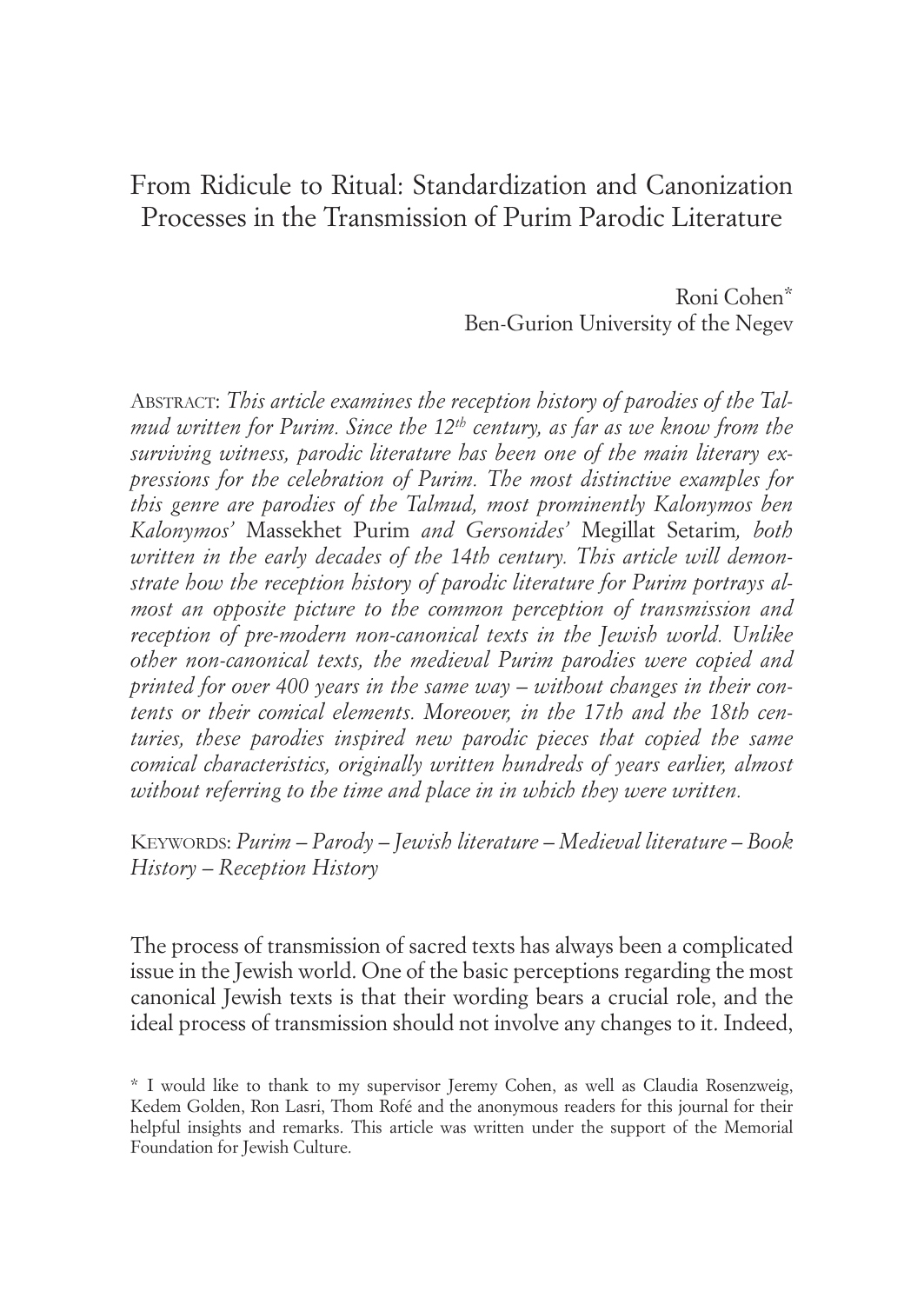# From Ridicule to Ritual: Standardization and Canonization Processes in the Transmission of Purim Parodic Literature

Roni Cohen*
Ben-Gurion University of the Negev

Abstract: *This article examines the reception history of parodies of the Talmud written for Purim. Since the 12th century, as far as we know from the surviving witness, parodic literature has been one of the main literary expressions for the celebration of Purim. The most distinctive examples for this genre are parodies of the Talmud, most prominently Kalonymos ben Kalonymos'* Massekhet Purim *and Gersonides'* Megillat Setarim*, both written in the early decades of the 14th century. This article will demonstrate how the reception history of parodic literature for Purim portrays almost an opposite picture to the common perception of transmission and reception of pre-modern non-canonical texts in the Jewish world. Unlike other non-canonical texts, the medieval Purim parodies were copied and printed for over 400 years in the same way – without changes in their contents or their comical elements. Moreover, in the 17th and the 18th centuries, these parodies inspired new parodic pieces that copied the same comical characteristics, originally written hundreds of years earlier, almost without referring to the time and place in in which they were written.*

Keywords: *Purim – Parody – Jewish literature – Medieval literature – Book History – Reception History*

The process of transmission of sacred texts has always been a complicated issue in the Jewish world. One of the basic perceptions regarding the most canonical Jewish texts is that their wording bears a crucial role, and the ideal process of transmission should not involve any changes to it. Indeed,

\* I would like to thank to my supervisor Jeremy Cohen, as well as Claudia Rosenzweig, Kedem Golden, Ron Lasri, Thom Rofé and the anonymous readers for this journal for their helpful insights and remarks. This article was written under the support of the Memorial Foundation for Jewish Culture.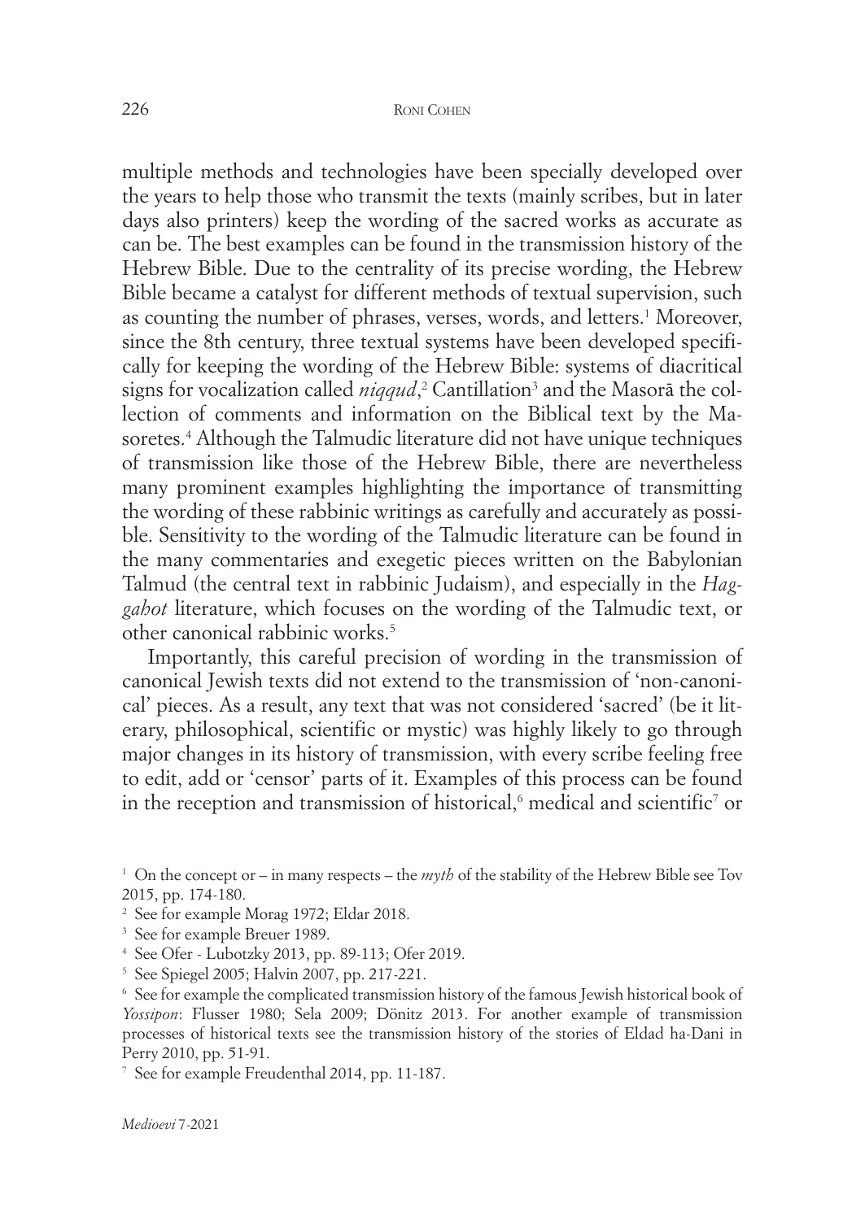multiple methods and technologies have been specially developed over the years to help those who transmit the texts (mainly scribes, but in later days also printers) keep the wording of the sacred works as accurate as can be. The best examples can be found in the transmission history of the Hebrew Bible. Due to the centrality of its precise wording, the Hebrew Bible became a catalyst for different methods of textual supervision, such as counting the number of phrases, verses, words, and letters.[1] Moreover, since the 8th century, three textual systems have been developed specifically for keeping the wording of the Hebrew Bible: systems of diacritical signs for vocalization called *niqqud*,[2] Cantillation[3] and the Masorā the collection of comments and information on the Biblical text by the Masoretes.[4] Although the Talmudic literature did not have unique techniques of transmission like those of the Hebrew Bible, there are nevertheless many prominent examples highlighting the importance of transmitting the wording of these rabbinic writings as carefully and accurately as possible. Sensitivity to the wording of the Talmudic literature can be found in the many commentaries and exegetic pieces written on the Babylonian Talmud (the central text in rabbinic Judaism), and especially in the *Haggahot* literature, which focuses on the wording of the Talmudic text, or other canonical rabbinic works.[5]

Importantly, this careful precision of wording in the transmission of canonical Jewish texts did not extend to the transmission of 'non-canonical' pieces. As a result, any text that was not considered 'sacred' (be it literary, philosophical, scientific or mystic) was highly likely to go through major changes in its history of transmission, with every scribe feeling free to edit, add or 'censor' parts of it. Examples of this process can be found in the reception and transmission of historical,[6] medical and scientific[7] or

---

[1] On the concept or – in many respects – the *myth* of the stability of the Hebrew Bible see Tov 2015, pp. 174-180.

[2] See for example Morag 1972; Eldar 2018.

[3] See for example Breuer 1989.

[4] See Ofer - Lubotzky 2013, pp. 89-113; Ofer 2019.

[5] See Spiegel 2005; Halvin 2007, pp. 217-221.

[6] See for example the complicated transmission history of the famous Jewish historical book of *Yossipon*: Flusser 1980; Sela 2009; Dönitz 2013. For another example of transmission processes of historical texts see the transmission history of the stories of Eldad ha-Dani in Perry 2010, pp. 51-91.

[7] See for example Freudenthal 2014, pp. 11-187.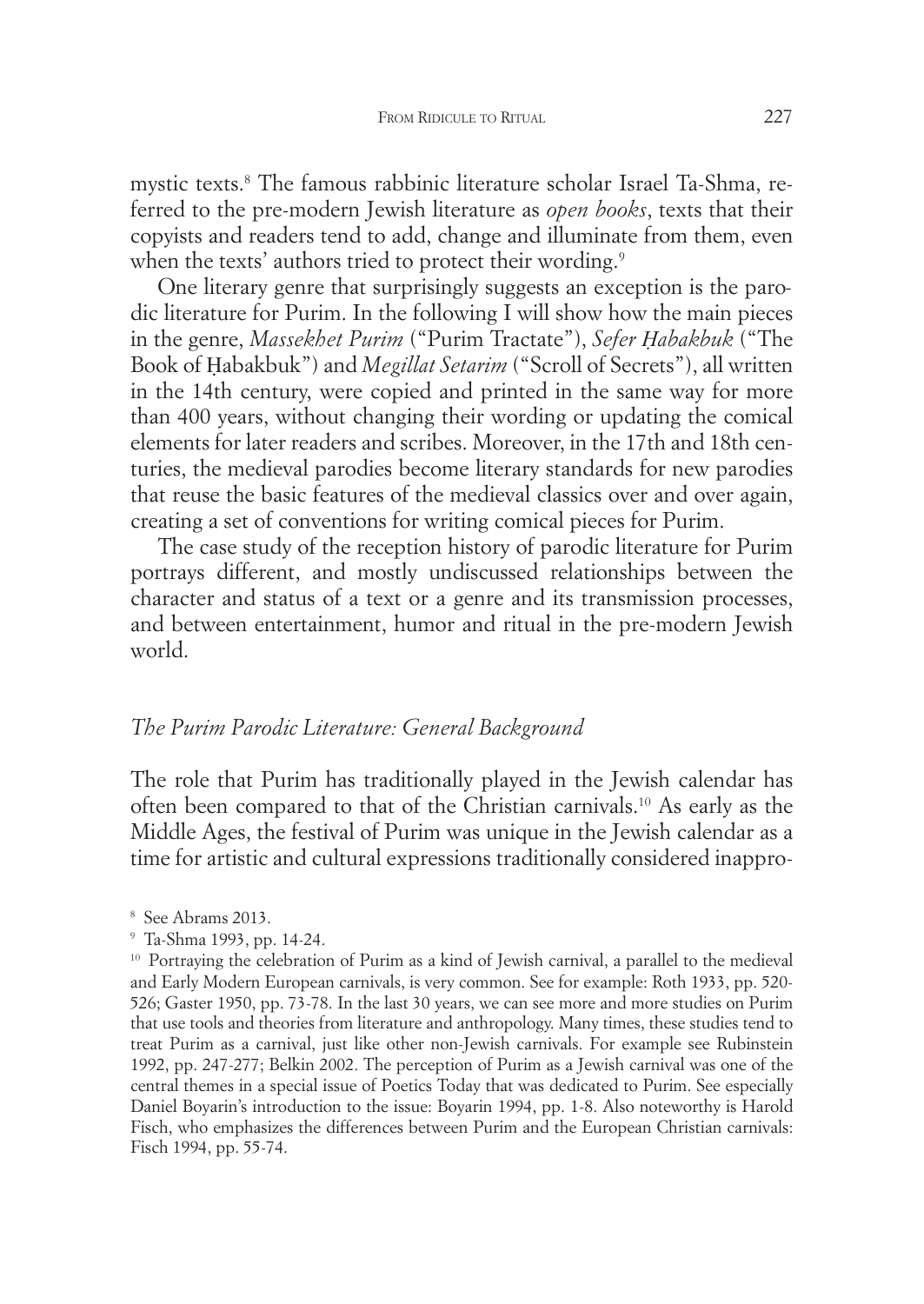mystic texts.[8] The famous rabbinic literature scholar Israel Ta-Shma, referred to the pre-modern Jewish literature as *open books*, texts that their copyists and readers tend to add, change and illuminate from them, even when the texts' authors tried to protect their wording.[9]

One literary genre that surprisingly suggests an exception is the parodic literature for Purim. In the following I will show how the main pieces in the genre, *Massekhet Purim* ("Purim Tractate"), *Sefer Ḥabakbuk* ("The Book of Ḥabakbuk") and *Megillat Setarim* ("Scroll of Secrets"), all written in the 14th century, were copied and printed in the same way for more than 400 years, without changing their wording or updating the comical elements for later readers and scribes. Moreover, in the 17th and 18th centuries, the medieval parodies become literary standards for new parodies that reuse the basic features of the medieval classics over and over again, creating a set of conventions for writing comical pieces for Purim.

The case study of the reception history of parodic literature for Purim portrays different, and mostly undiscussed relationships between the character and status of a text or a genre and its transmission processes, and between entertainment, humor and ritual in the pre-modern Jewish world.

## *The Purim Parodic Literature: General Background*

The role that Purim has traditionally played in the Jewish calendar has often been compared to that of the Christian carnivals.[10] As early as the Middle Ages, the festival of Purim was unique in the Jewish calendar as a time for artistic and cultural expressions traditionally considered inappro-

---

[8] See Abrams 2013.

[9] Ta-Shma 1993, pp. 14-24.

[10] Portraying the celebration of Purim as a kind of Jewish carnival, a parallel to the medieval and Early Modern European carnivals, is very common. See for example: Roth 1933, pp. 520-526; Gaster 1950, pp. 73-78. In the last 30 years, we can see more and more studies on Purim that use tools and theories from literature and anthropology. Many times, these studies tend to treat Purim as a carnival, just like other non-Jewish carnivals. For example see Rubinstein 1992, pp. 247-277; Belkin 2002. The perception of Purim as a Jewish carnival was one of the central themes in a special issue of Poetics Today that was dedicated to Purim. See especially Daniel Boyarin's introduction to the issue: Boyarin 1994, pp. 1-8. Also noteworthy is Harold Fisch, who emphasizes the differences between Purim and the European Christian carnivals: Fisch 1994, pp. 55-74.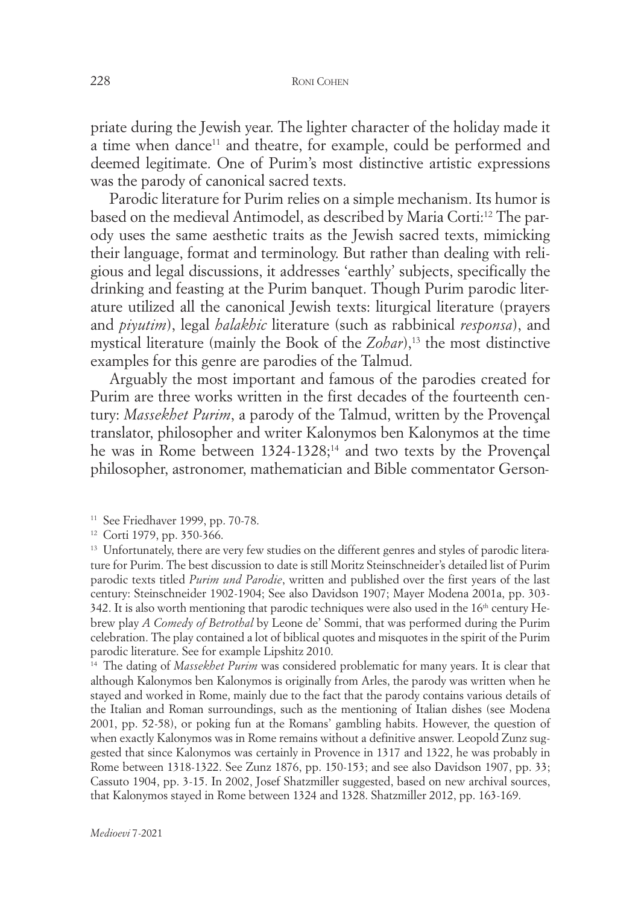priate during the Jewish year. The lighter character of the holiday made it a time when dance[11] and theatre, for example, could be performed and deemed legitimate. One of Purim's most distinctive artistic expressions was the parody of canonical sacred texts.

Parodic literature for Purim relies on a simple mechanism. Its humor is based on the medieval Antimodel, as described by Maria Corti:[12] The parody uses the same aesthetic traits as the Jewish sacred texts, mimicking their language, format and terminology. But rather than dealing with religious and legal discussions, it addresses 'earthly' subjects, specifically the drinking and feasting at the Purim banquet. Though Purim parodic literature utilized all the canonical Jewish texts: liturgical literature (prayers and *piyutim*), legal *halakhic* literature (such as rabbinical *responsa*), and mystical literature (mainly the Book of the *Zohar*),[13] the most distinctive examples for this genre are parodies of the Talmud.

Arguably the most important and famous of the parodies created for Purim are three works written in the first decades of the fourteenth century: *Massekhet Purim*, a parody of the Talmud, written by the Provençal translator, philosopher and writer Kalonymos ben Kalonymos at the time he was in Rome between 1324-1328;[14] and two texts by the Provençal philosopher, astronomer, mathematician and Bible commentator Gerson-

[11] See Friedhaver 1999, pp. 70-78.

[12] Corti 1979, pp. 350-366.

[13] Unfortunately, there are very few studies on the different genres and styles of parodic literature for Purim. The best discussion to date is still Moritz Steinschneider's detailed list of Purim parodic texts titled *Purim und Parodie*, written and published over the first years of the last century: Steinschneider 1902-1904; See also Davidson 1907; Mayer Modena 2001a, pp. 303-342. It is also worth mentioning that parodic techniques were also used in the 16th century Hebrew play *A Comedy of Betrothal* by Leone de' Sommi, that was performed during the Purim celebration. The play contained a lot of biblical quotes and misquotes in the spirit of the Purim parodic literature. See for example Lipshitz 2010.

[14] The dating of *Massekhet Purim* was considered problematic for many years. It is clear that although Kalonymos ben Kalonymos is originally from Arles, the parody was written when he stayed and worked in Rome, mainly due to the fact that the parody contains various details of the Italian and Roman surroundings, such as the mentioning of Italian dishes (see Modena 2001, pp. 52-58), or poking fun at the Romans' gambling habits. However, the question of when exactly Kalonymos was in Rome remains without a definitive answer. Leopold Zunz suggested that since Kalonymos was certainly in Provence in 1317 and 1322, he was probably in Rome between 1318-1322. See Zunz 1876, pp. 150-153; and see also Davidson 1907, pp. 33; Cassuto 1904, pp. 3-15. In 2002, Josef Shatzmiller suggested, based on new archival sources, that Kalonymos stayed in Rome between 1324 and 1328. Shatzmiller 2012, pp. 163-169.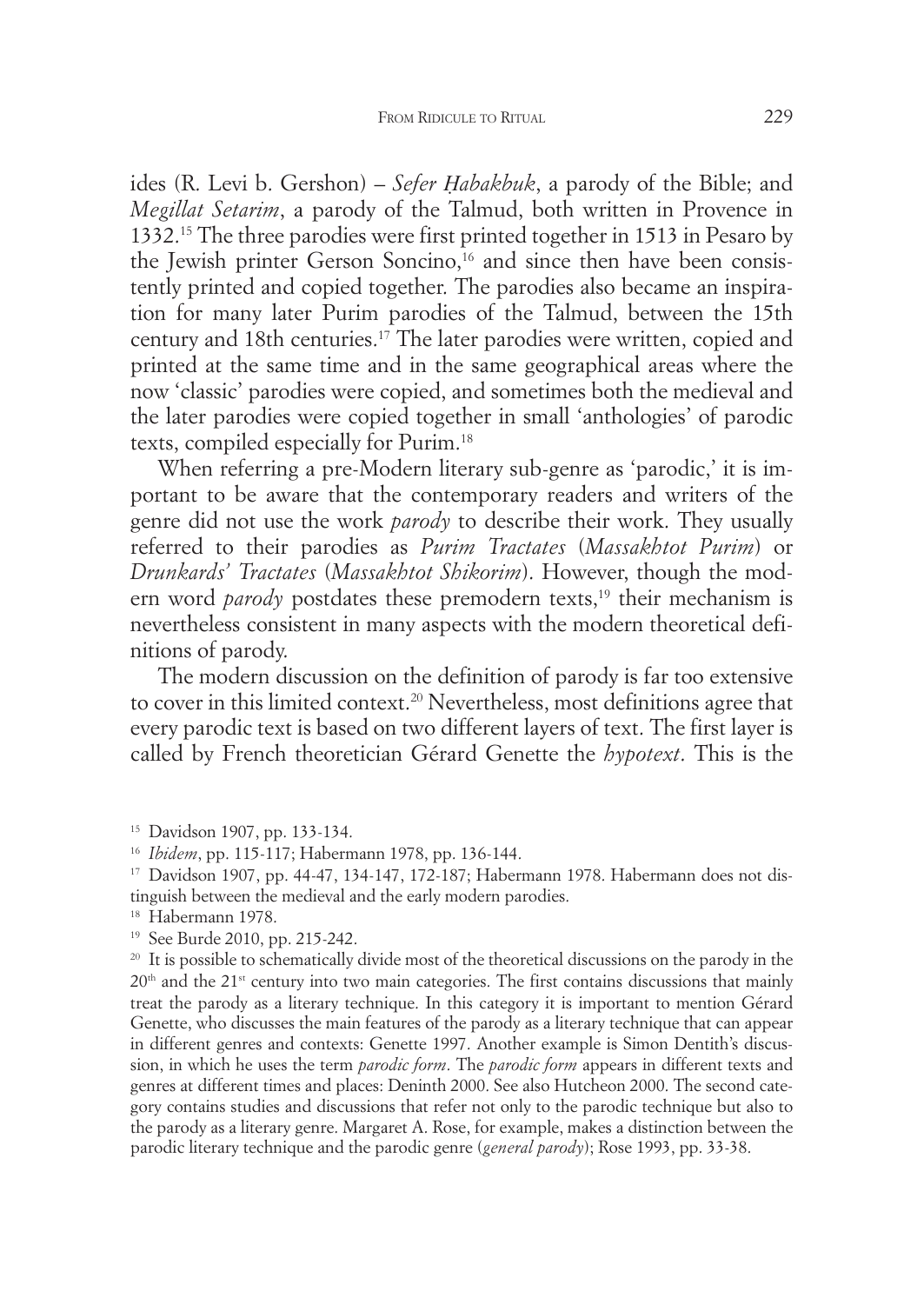ides (R. Levi b. Gershon) – *Sefer Ḥabakbuk*, a parody of the Bible; and *Megillat Setarim*, a parody of the Talmud, both written in Provence in 1332.[15] The three parodies were first printed together in 1513 in Pesaro by the Jewish printer Gerson Soncino,[16] and since then have been consistently printed and copied together. The parodies also became an inspiration for many later Purim parodies of the Talmud, between the 15th century and 18th centuries.[17] The later parodies were written, copied and printed at the same time and in the same geographical areas where the now 'classic' parodies were copied, and sometimes both the medieval and the later parodies were copied together in small 'anthologies' of parodic texts, compiled especially for Purim.[18]

When referring a pre-Modern literary sub-genre as 'parodic,' it is important to be aware that the contemporary readers and writers of the genre did not use the work *parody* to describe their work. They usually referred to their parodies as *Purim Tractates* (*Massakhtot Purim*) or *Drunkards' Tractates* (*Massakhtot Shikorim*). However, though the modern word *parody* postdates these premodern texts,[19] their mechanism is nevertheless consistent in many aspects with the modern theoretical definitions of parody.

The modern discussion on the definition of parody is far too extensive to cover in this limited context.[20] Nevertheless, most definitions agree that every parodic text is based on two different layers of text. The first layer is called by French theoretician Gérard Genette the *hypotext*. This is the

---

[15] Davidson 1907, pp. 133-134.

[16] *Ibidem*, pp. 115-117; Habermann 1978, pp. 136-144.

[17] Davidson 1907, pp. 44-47, 134-147, 172-187; Habermann 1978. Habermann does not distinguish between the medieval and the early modern parodies.

[18] Habermann 1978.

[19] See Burde 2010, pp. 215-242.

[20] It is possible to schematically divide most of the theoretical discussions on the parody in the 20th and the 21st century into two main categories. The first contains discussions that mainly treat the parody as a literary technique. In this category it is important to mention Gérard Genette, who discusses the main features of the parody as a literary technique that can appear in different genres and contexts: Genette 1997. Another example is Simon Dentith's discussion, in which he uses the term *parodic form*. The *parodic form* appears in different texts and genres at different times and places: Deninth 2000. See also Hutcheon 2000. The second category contains studies and discussions that refer not only to the parodic technique but also to the parody as a literary genre. Margaret A. Rose, for example, makes a distinction between the parodic literary technique and the parodic genre (*general parody*); Rose 1993, pp. 33-38.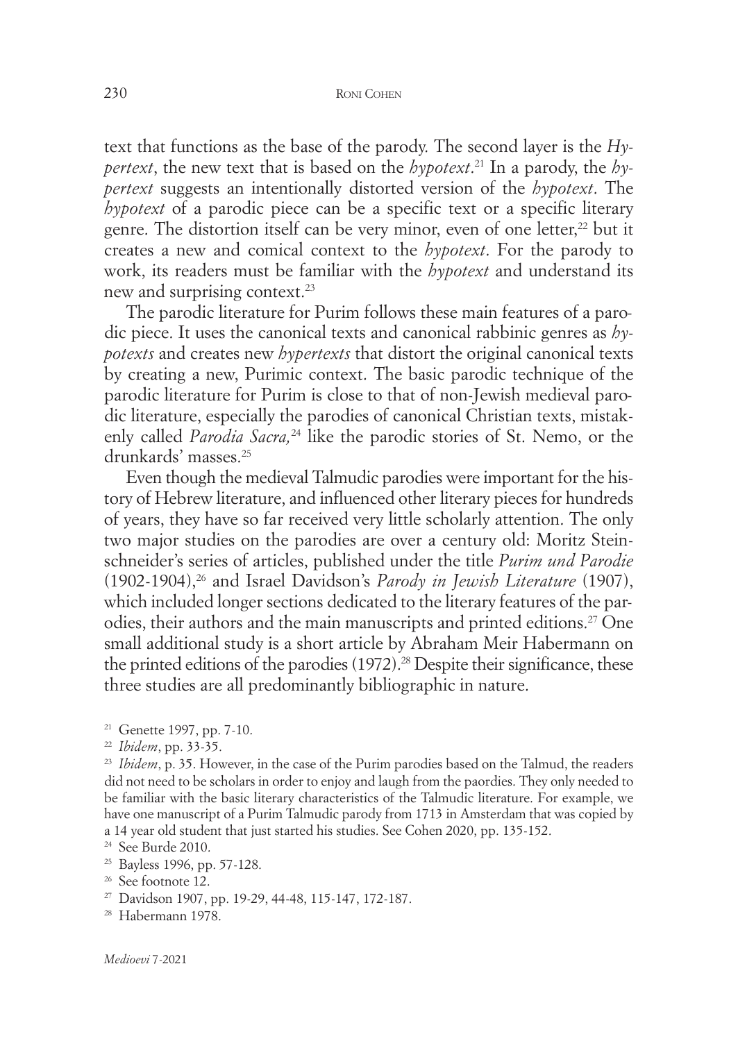text that functions as the base of the parody. The second layer is the *Hypertext*, the new text that is based on the *hypotext*.[21] In a parody, the *hypertext* suggests an intentionally distorted version of the *hypotext*. The *hypotext* of a parodic piece can be a specific text or a specific literary genre. The distortion itself can be very minor, even of one letter,[22] but it creates a new and comical context to the *hypotext*. For the parody to work, its readers must be familiar with the *hypotext* and understand its new and surprising context.[23]

The parodic literature for Purim follows these main features of a parodic piece. It uses the canonical texts and canonical rabbinic genres as *hypotexts* and creates new *hypertexts* that distort the original canonical texts by creating a new, Purimic context. The basic parodic technique of the parodic literature for Purim is close to that of non-Jewish medieval parodic literature, especially the parodies of canonical Christian texts, mistakenly called *Parodia Sacra,*[24] like the parodic stories of St. Nemo, or the drunkards' masses.[25]

Even though the medieval Talmudic parodies were important for the history of Hebrew literature, and influenced other literary pieces for hundreds of years, they have so far received very little scholarly attention. The only two major studies on the parodies are over a century old: Moritz Steinschneider's series of articles, published under the title *Purim und Parodie* (1902-1904),[26] and Israel Davidson's *Parody in Jewish Literature* (1907), which included longer sections dedicated to the literary features of the parodies, their authors and the main manuscripts and printed editions.[27] One small additional study is a short article by Abraham Meir Habermann on the printed editions of the parodies (1972).[28] Despite their significance, these three studies are all predominantly bibliographic in nature.

---

[21] Genette 1997, pp. 7-10.

[22] *Ibidem*, pp. 33-35.

[23] *Ibidem*, p. 35. However, in the case of the Purim parodies based on the Talmud, the readers did not need to be scholars in order to enjoy and laugh from the paordies. They only needed to be familiar with the basic literary characteristics of the Talmudic literature. For example, we have one manuscript of a Purim Talmudic parody from 1713 in Amsterdam that was copied by a 14 year old student that just started his studies. See Cohen 2020, pp. 135-152.

[24] See Burde 2010.

[25] Bayless 1996, pp. 57-128.

[26] See footnote 12.

[27] Davidson 1907, pp. 19-29, 44-48, 115-147, 172-187.

[28] Habermann 1978.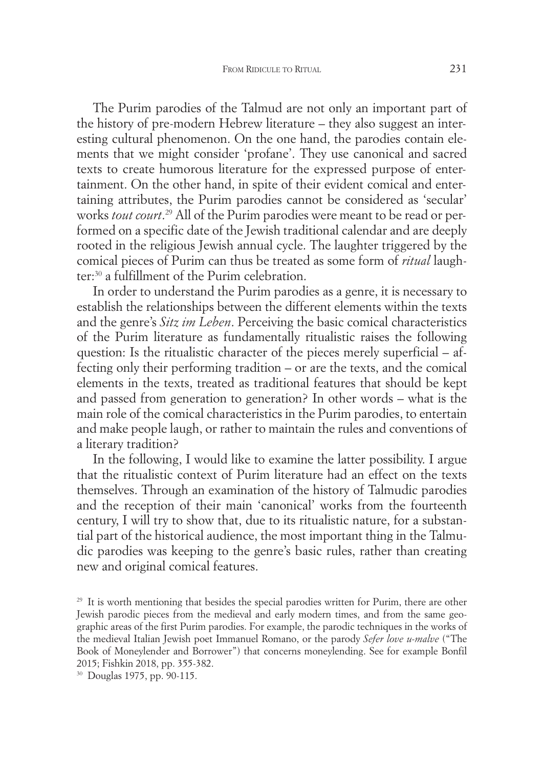The Purim parodies of the Talmud are not only an important part of the history of pre-modern Hebrew literature – they also suggest an interesting cultural phenomenon. On the one hand, the parodies contain elements that we might consider 'profane'. They use canonical and sacred texts to create humorous literature for the expressed purpose of entertainment. On the other hand, in spite of their evident comical and entertaining attributes, the Purim parodies cannot be considered as 'secular' works *tout court*.[29] All of the Purim parodies were meant to be read or performed on a specific date of the Jewish traditional calendar and are deeply rooted in the religious Jewish annual cycle. The laughter triggered by the comical pieces of Purim can thus be treated as some form of *ritual* laughter:[30] a fulfillment of the Purim celebration.

In order to understand the Purim parodies as a genre, it is necessary to establish the relationships between the different elements within the texts and the genre's *Sitz im Leben*. Perceiving the basic comical characteristics of the Purim literature as fundamentally ritualistic raises the following question: Is the ritualistic character of the pieces merely superficial – affecting only their performing tradition – or are the texts, and the comical elements in the texts, treated as traditional features that should be kept and passed from generation to generation? In other words – what is the main role of the comical characteristics in the Purim parodies, to entertain and make people laugh, or rather to maintain the rules and conventions of a literary tradition?

In the following, I would like to examine the latter possibility. I argue that the ritualistic context of Purim literature had an effect on the texts themselves. Through an examination of the history of Talmudic parodies and the reception of their main 'canonical' works from the fourteenth century, I will try to show that, due to its ritualistic nature, for a substantial part of the historical audience, the most important thing in the Talmudic parodies was keeping to the genre's basic rules, rather than creating new and original comical features.

[29] It is worth mentioning that besides the special parodies written for Purim, there are other Jewish parodic pieces from the medieval and early modern times, and from the same geographic areas of the first Purim parodies. For example, the parodic techniques in the works of the medieval Italian Jewish poet Immanuel Romano, or the parody *Sefer love u-malve* ("The Book of Moneylender and Borrower") that concerns moneylending. See for example Bonfil 2015; Fishkin 2018, pp. 355-382.

[30] Douglas 1975, pp. 90-115.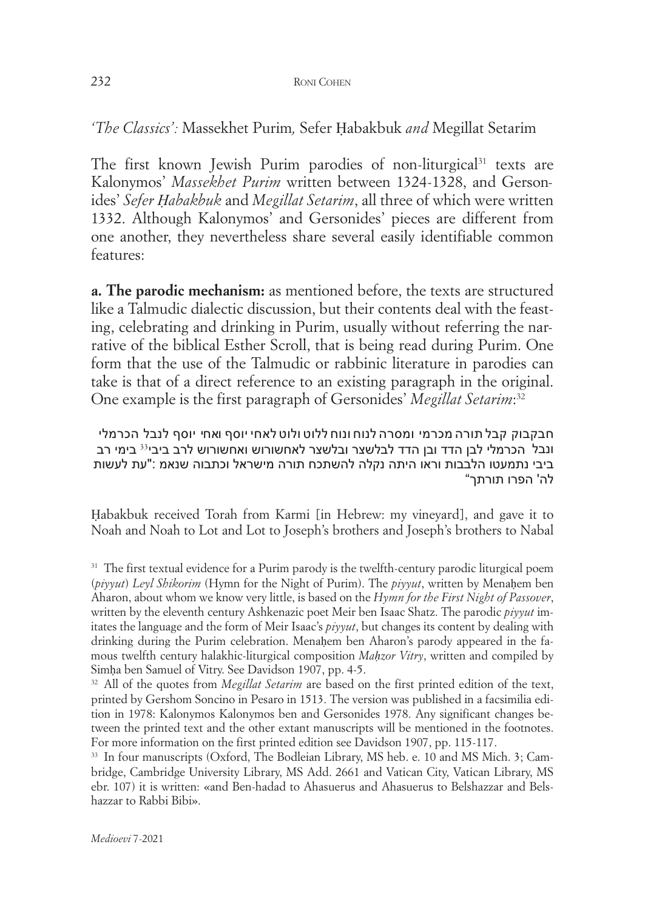## *'The Classics':* Massekhet Purim*,* Sefer Ḥabakbuk *and* Megillat Setarim

The first known Jewish Purim parodies of non-liturgical[31] texts are Kalonymos' *Massekhet Purim* written between 1324-1328, and Gersonides' *Sefer Ḥabakbuk* and *Megillat Setarim*, all three of which were written 1332. Although Kalonymos' and Gersonides' pieces are different from one another, they nevertheless share several easily identifiable common features:

**a. The parodic mechanism:** as mentioned before, the texts are structured like a Talmudic dialectic discussion, but their contents deal with the feasting, celebrating and drinking in Purim, usually without referring the narrative of the biblical Esther Scroll, that is being read during Purim. One form that the use of the Talmudic or rabbinic literature in parodies can take is that of a direct reference to an existing paragraph in the original. One example is the first paragraph of Gersonides' *Megillat Setarim*:[32]

חבקבוק קבל תורה מכרמי ומסרה לנוח ונוח ללוט ולוט לאחי יוסף ואחי יוסף לנבל הכרמלי ונבל הכרמלי לבן הדד ובן הדד לבלשצר ובלשצר לאחשורוש ואחשורוש לרב ביבי[33] בימי רב ביבי נתמעטו הלבבות וראו היתה נקלה להשתכח תורה מישראל וכתבוה שנאמ :"עת לעשות לה' הפרו תורתך"

Ḥabakbuk received Torah from Karmi [in Hebrew: my vineyard], and gave it to Noah and Noah to Lot and Lot to Joseph's brothers and Joseph's brothers to Nabal

---

[31] The first textual evidence for a Purim parody is the twelfth-century parodic liturgical poem (*piyyut*) *Leyl Shikorim* (Hymn for the Night of Purim). The *piyyut*, written by Menaḥem ben Aharon, about whom we know very little, is based on the *Hymn for the First Night of Passover*, written by the eleventh century Ashkenazic poet Meir ben Isaac Shatz. The parodic *piyyut* imitates the language and the form of Meir Isaac's *piyyut*, but changes its content by dealing with drinking during the Purim celebration. Menaḥem ben Aharon's parody appeared in the famous twelfth century halakhic-liturgical composition *Maḥzor Vitry*, written and compiled by Simḥa ben Samuel of Vitry. See Davidson 1907, pp. 4-5.

[32] All of the quotes from *Megillat Setarim* are based on the first printed edition of the text, printed by Gershom Soncino in Pesaro in 1513. The version was published in a facsimilia edition in 1978: Kalonymos Kalonymos ben and Gersonides 1978. Any significant changes between the printed text and the other extant manuscripts will be mentioned in the footnotes. For more information on the first printed edition see Davidson 1907, pp. 115-117.

[33] In four manuscripts (Oxford, The Bodleian Library, MS heb. e. 10 and MS Mich. 3; Cambridge, Cambridge University Library, MS Add. 2661 and Vatican City, Vatican Library, MS ebr. 107) it is written: «and Ben-hadad to Ahasuerus and Ahasuerus to Belshazzar and Belshazzar to Rabbi Bibi».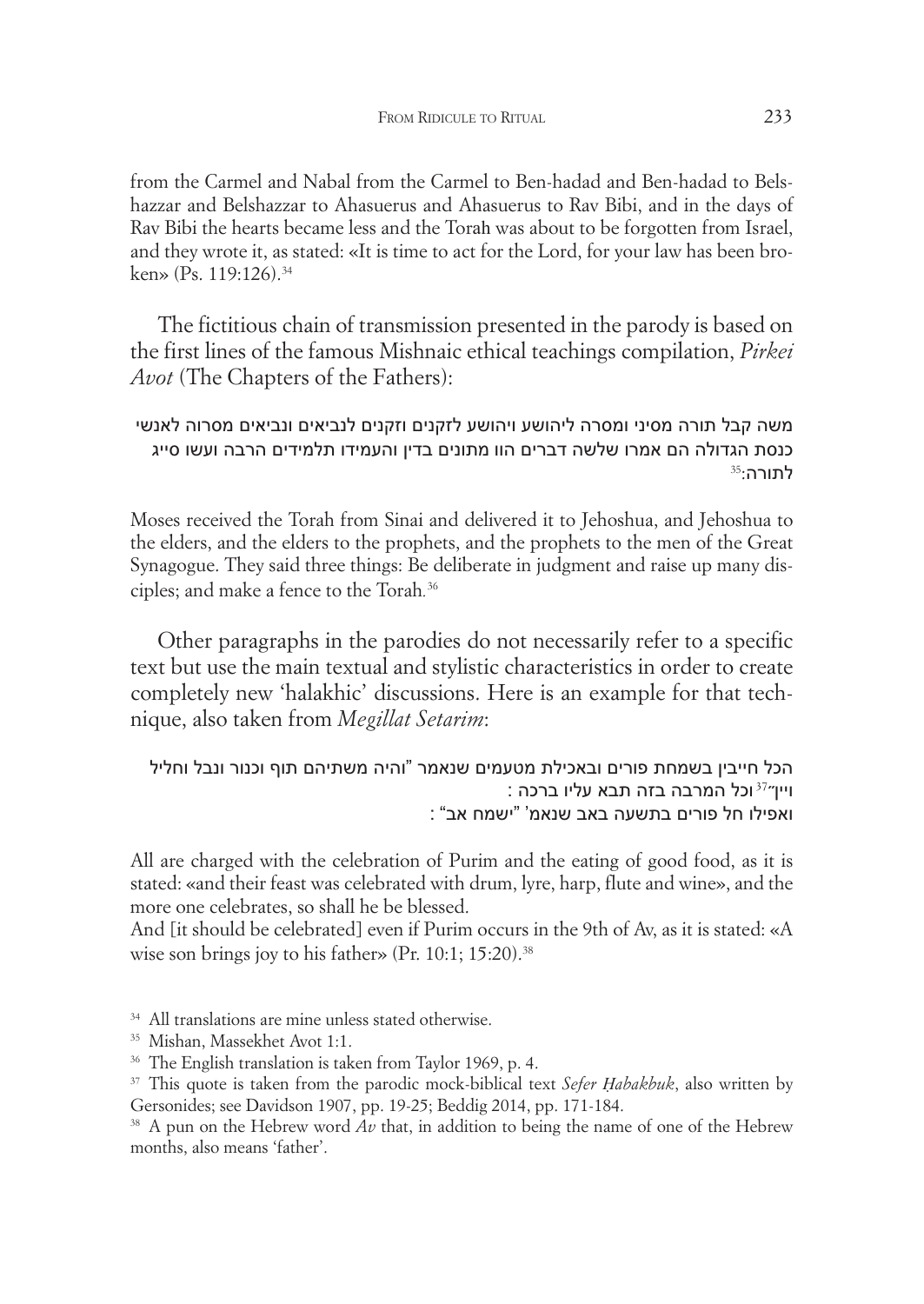from the Carmel and Nabal from the Carmel to Ben-hadad and Ben-hadad to Belshazzar and Belshazzar to Ahasuerus and Ahasuerus to Rav Bibi, and in the days of Rav Bibi the hearts became less and the Torah was about to be forgotten from Israel, and they wrote it, as stated: «It is time to act for the Lord, for your law has been broken» (Ps. 119:126).[34]

The fictitious chain of transmission presented in the parody is based on the first lines of the famous Mishnaic ethical teachings compilation, *Pirkei Avot* (The Chapters of the Fathers):

משה קבל תורה מסיני ומסרה ליהושע ויהושע לזקנים וזקנים לנביאים ונביאים מסרוה לאנשי כנסת הגדולה הם אמרו שלשה דברים הוו מתונים בדין והעמידו תלמידים הרבה ועשו סייג לתורה:[35]

Moses received the Torah from Sinai and delivered it to Jehoshua, and Jehoshua to the elders, and the elders to the prophets, and the prophets to the men of the Great Synagogue. They said three things: Be deliberate in judgment and raise up many disciples; and make a fence to the Torah.[36]

Other paragraphs in the parodies do not necessarily refer to a specific text but use the main textual and stylistic characteristics in order to create completely new 'halakhic' discussions. Here is an example for that technique, also taken from *Megillat Setarim*:

הכל חייבין בשמחת פורים ובאכילת מטעמים שנאמר "והיה משתיהם תוף וכנור ונבל וחליל ויין"[37] וכל המרבה בזה תבא עליו ברכה :
ואפילו חל פורים בתשעה באב שנאמ' "ישמח אב" :

All are charged with the celebration of Purim and the eating of good food, as it is stated: «and their feast was celebrated with drum, lyre, harp, flute and wine», and the more one celebrates, so shall he be blessed.
And [it should be celebrated] even if Purim occurs in the 9th of Av, as it is stated: «A wise son brings joy to his father» (Pr. 10:1; 15:20).[38]

---

[34] All translations are mine unless stated otherwise.

[35] Mishan, Massekhet Avot 1:1.

[36] The English translation is taken from Taylor 1969, p. 4.

[37] This quote is taken from the parodic mock-biblical text *Sefer Ḥabakbuk*, also written by Gersonides; see Davidson 1907, pp. 19-25; Beddig 2014, pp. 171-184.

[38] A pun on the Hebrew word *Av* that, in addition to being the name of one of the Hebrew months, also means 'father'.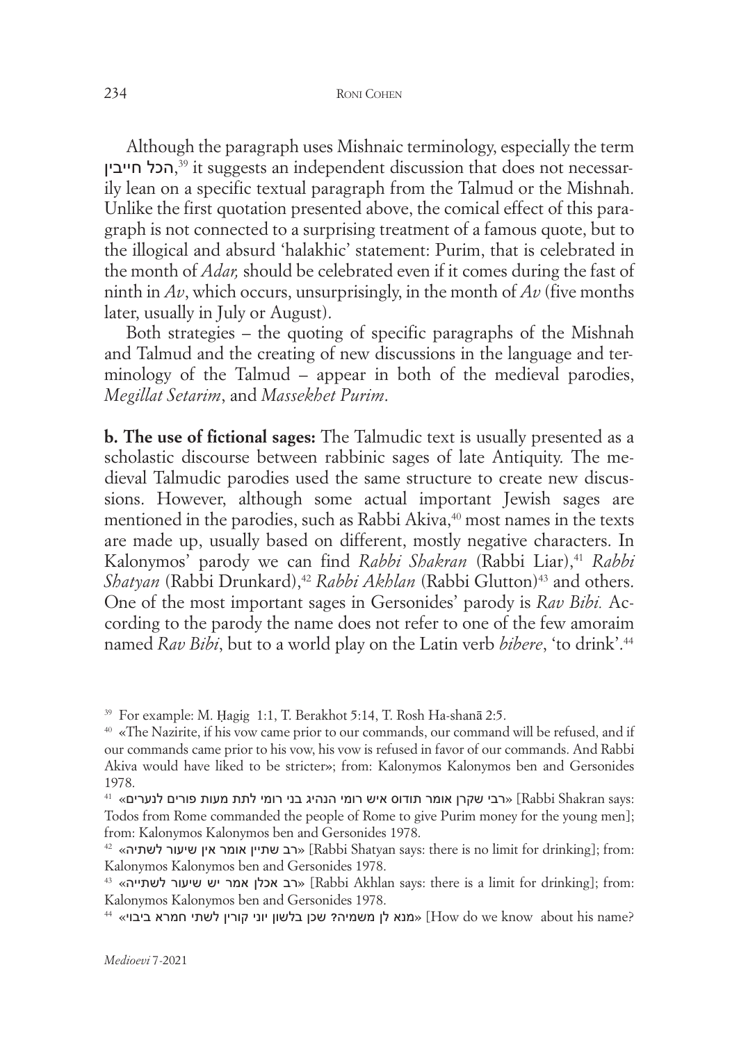Although the paragraph uses Mishnaic terminology, especially the term הכל חייבין,[39] it suggests an independent discussion that does not necessarily lean on a specific textual paragraph from the Talmud or the Mishnah. Unlike the first quotation presented above, the comical effect of this paragraph is not connected to a surprising treatment of a famous quote, but to the illogical and absurd 'halakhic' statement: Purim, that is celebrated in the month of *Adar,* should be celebrated even if it comes during the fast of ninth in *Av*, which occurs, unsurprisingly, in the month of *Av* (five months later, usually in July or August).

Both strategies – the quoting of specific paragraphs of the Mishnah and Talmud and the creating of new discussions in the language and terminology of the Talmud – appear in both of the medieval parodies, *Megillat Setarim*, and *Massekhet Purim*.

**b. The use of fictional sages:** The Talmudic text is usually presented as a scholastic discourse between rabbinic sages of late Antiquity. The medieval Talmudic parodies used the same structure to create new discussions. However, although some actual important Jewish sages are mentioned in the parodies, such as Rabbi Akiva,[40] most names in the texts are made up, usually based on different, mostly negative characters. In Kalonymos' parody we can find *Rabbi Shakran* (Rabbi Liar),[41] *Rabbi Shatyan* (Rabbi Drunkard),[42] *Rabbi Akhlan* (Rabbi Glutton)[43] and others. One of the most important sages in Gersonides' parody is *Rav Bibi.* According to the parody the name does not refer to one of the few amoraim named *Rav Bibi*, but to a world play on the Latin verb *bibere*, 'to drink'.[44]

---

[39] For example: M. Ḥagig 1:1, T. Berakhot 5:14, T. Rosh Ha-shanā 2:5.

[40] «The Nazirite, if his vow came prior to our commands, our command will be refused, and if our commands came prior to his vow, his vow is refused in favor of our commands. And Rabbi Akiva would have liked to be stricter»; from: Kalonymos Kalonymos ben and Gersonides 1978.

[41] «רבי שקרן אומר תודוס איש רומי הנהיג בני רומי לתת מעות פורים לנערים» [Rabbi Shakran says: Todos from Rome commanded the people of Rome to give Purim money for the young men]; from: Kalonymos Kalonymos ben and Gersonides 1978.

[42] «רב שתיין אומר אין שיעור לשתיה» [Rabbi Shatyan says: there is no limit for drinking]; from: Kalonymos Kalonymos ben and Gersonides 1978.

[43] «רב אכלן אמר יש שיעור לשתייה» [Rabbi Akhlan says: there is a limit for drinking]; from: Kalonymos Kalonymos ben and Gersonides 1978.

[44] «מנא לן משמיה? שכן בלשון יוני קורין לשתי חמרא ביבוי» [How do we know about his name?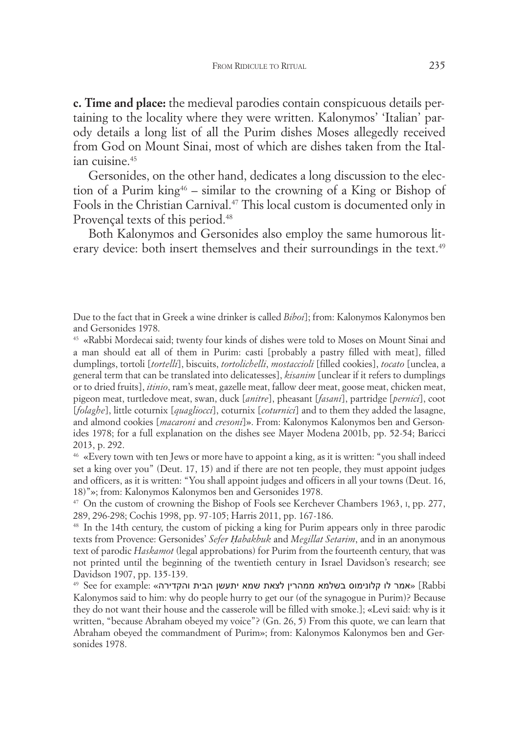**c. Time and place:** the medieval parodies contain conspicuous details pertaining to the locality where they were written. Kalonymos' 'Italian' parody details a long list of all the Purim dishes Moses allegedly received from God on Mount Sinai, most of which are dishes taken from the Italian cuisine.[45]

Gersonides, on the other hand, dedicates a long discussion to the election of a Purim king[46] – similar to the crowning of a King or Bishop of Fools in the Christian Carnival.[47] This local custom is documented only in Provençal texts of this period.[48]

Both Kalonymos and Gersonides also employ the same humorous literary device: both insert themselves and their surroundings in the text.[49]

---

Due to the fact that in Greek a wine drinker is called *Biboi*]; from: Kalonymos Kalonymos ben and Gersonides 1978.

[45] «Rabbi Mordecai said; twenty four kinds of dishes were told to Moses on Mount Sinai and a man should eat all of them in Purim: casti [probably a pastry filled with meat], filled dumplings, tortoli [*tortelli*], biscuits, *tortolichelli*, *mostaccioli* [filled cookies], *tocato* [unclea, a general term that can be translated into delicatessens], *kisanim* [unclear if it refers to dumplings or to dried fruits], *itinio*, ram's meat, gazelle meat, fallow deer meat, goose meat, chicken meat, pigeon meat, turtledove meat, swan, duck [*anitre*], pheasant [*fasani*], partridge [*pernici*], coot [*folaghe*], little coturnix [*quagliocci*], coturnix [*coturnici*] and to them they added the lasagne, and almond cookies [*macaroni* and *cresoni*]». From: Kalonymos Kalonymos ben and Gersonides 1978; for a full explanation on the dishes see Mayer Modena 2001b, pp. 52-54; Baricci 2013, p. 292.

[46] «Every town with ten Jews or more have to appoint a king, as it is written: "you shall indeed set a king over you" (Deut. 17, 15) and if there are not ten people, they must appoint judges and officers, as it is written: "You shall appoint judges and officers in all your towns (Deut. 16, 18)"»; from: Kalonymos Kalonymos ben and Gersonides 1978.

[47] On the custom of crowning the Bishop of Fools see Kerchever Chambers 1963, I, pp. 277, 289, 296-298; Cochis 1998, pp. 97-105; Harris 2011, pp. 167-186.

[48] In the 14th century, the custom of picking a king for Purim appears only in three parodic texts from Provence: Gersonides' *Sefer Ḥabakbuk* and *Megillat Setarim*, and in an anonymous text of parodic *Haskamot* (legal approbations) for Purim from the fourteenth century, that was not printed until the beginning of the twentieth century in Israel Davidson's research; see Davidson 1907, pp. 135-139.

[49] See for example: «אמר לו קלונימוס בשלמא ממהרין לצאת שמא יתעשן הבית והקדירה» [Rabbi Kalonymos said to him: why do people hurry to get our (of the synagogue in Purim)? Because they do not want their house and the casserole will be filled with smoke.]; «Levi said: why is it written, "because Abraham obeyed my voice"? (Gn. 26, 5) From this quote, we can learn that Abraham obeyed the commandment of Purim»; from: Kalonymos Kalonymos ben and Gersonides 1978.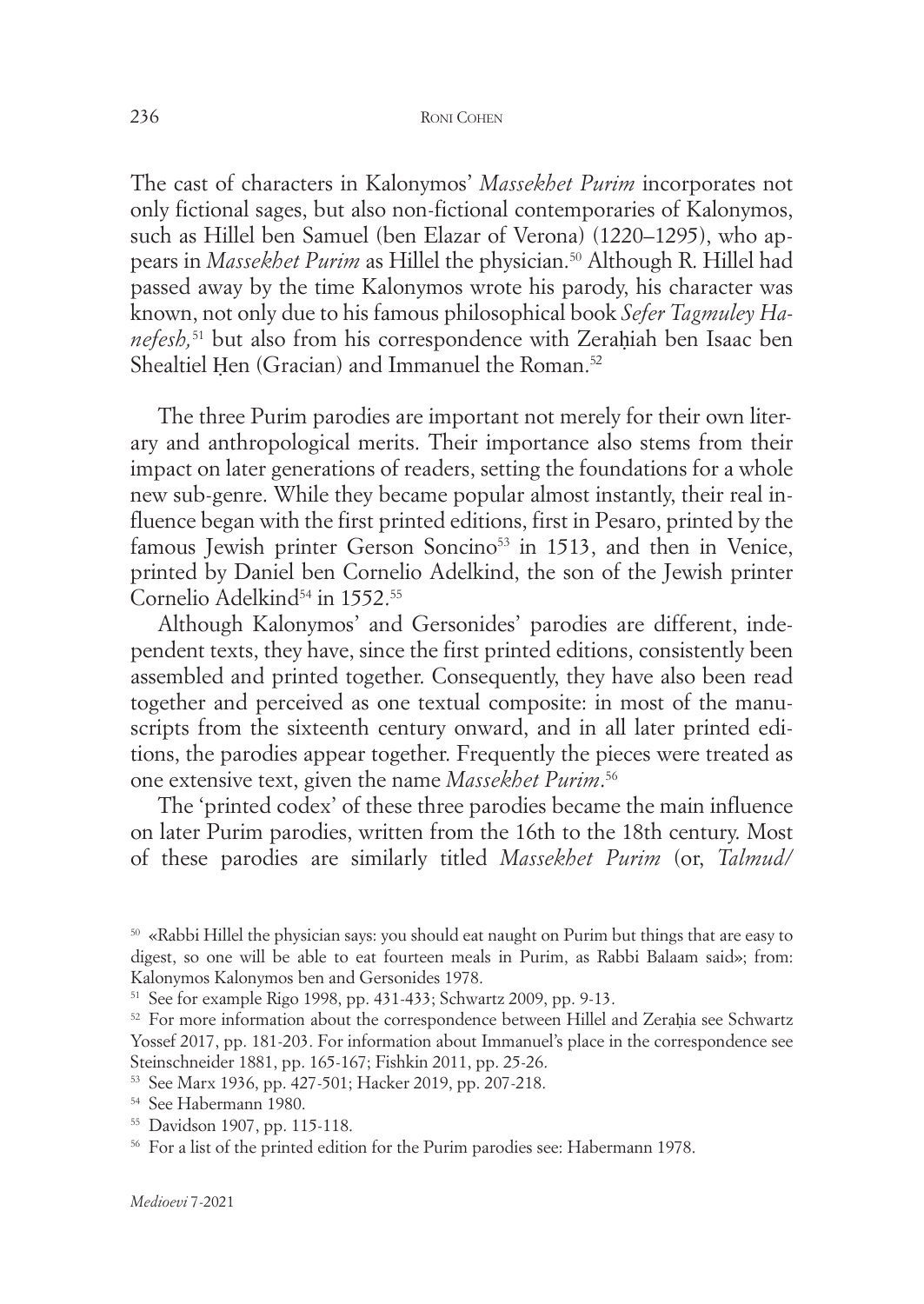The cast of characters in Kalonymos' *Massekhet Purim* incorporates not only fictional sages, but also non-fictional contemporaries of Kalonymos, such as Hillel ben Samuel (ben Elazar of Verona) (1220–1295), who appears in *Massekhet Purim* as Hillel the physician.[50] Although R. Hillel had passed away by the time Kalonymos wrote his parody, his character was known, not only due to his famous philosophical book *Sefer Tagmuley Hanefesh,*[51] but also from his correspondence with Zeraḥiah ben Isaac ben Shealtiel Ḥen (Gracian) and Immanuel the Roman.[52]

The three Purim parodies are important not merely for their own literary and anthropological merits. Their importance also stems from their impact on later generations of readers, setting the foundations for a whole new sub-genre. While they became popular almost instantly, their real influence began with the first printed editions, first in Pesaro, printed by the famous Jewish printer Gerson Soncino[53] in 1513, and then in Venice, printed by Daniel ben Cornelio Adelkind, the son of the Jewish printer Cornelio Adelkind[54] in 1552.[55]

Although Kalonymos' and Gersonides' parodies are different, independent texts, they have, since the first printed editions, consistently been assembled and printed together. Consequently, they have also been read together and perceived as one textual composite: in most of the manuscripts from the sixteenth century onward, and in all later printed editions, the parodies appear together. Frequently the pieces were treated as one extensive text, given the name *Massekhet Purim*.[56]

The 'printed codex' of these three parodies became the main influence on later Purim parodies, written from the 16th to the 18th century. Most of these parodies are similarly titled *Massekhet Purim* (or, *Talmud/*

---

[50] «Rabbi Hillel the physician says: you should eat naught on Purim but things that are easy to digest, so one will be able to eat fourteen meals in Purim, as Rabbi Balaam said»; from: Kalonymos Kalonymos ben and Gersonides 1978.

[51] See for example Rigo 1998, pp. 431-433; Schwartz 2009, pp. 9-13.

[52] For more information about the correspondence between Hillel and Zeraḥia see Schwartz Yossef 2017, pp. 181-203. For information about Immanuel's place in the correspondence see Steinschneider 1881, pp. 165-167; Fishkin 2011, pp. 25-26.

[53] See Marx 1936, pp. 427-501; Hacker 2019, pp. 207-218.

[54] See Habermann 1980.

[55] Davidson 1907, pp. 115-118.

[56] For a list of the printed edition for the Purim parodies see: Habermann 1978.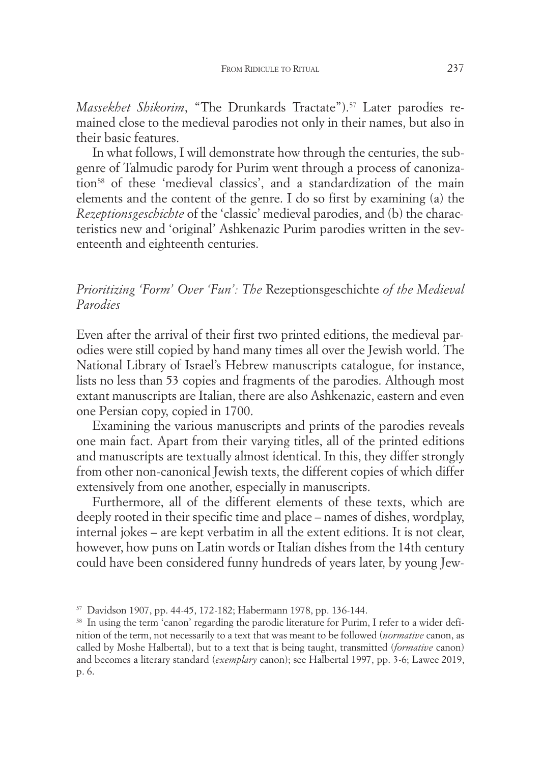*Massekhet Shikorim*, "The Drunkards Tractate").[57] Later parodies remained close to the medieval parodies not only in their names, but also in their basic features.

In what follows, I will demonstrate how through the centuries, the subgenre of Talmudic parody for Purim went through a process of canonization[58] of these 'medieval classics', and a standardization of the main elements and the content of the genre. I do so first by examining (a) the *Rezeptionsgeschichte* of the 'classic' medieval parodies, and (b) the characteristics new and 'original' Ashkenazic Purim parodies written in the seventeenth and eighteenth centuries.

### *Prioritizing 'Form' Over 'Fun': The* Rezeptionsgeschichte *of the Medieval Parodies*

Even after the arrival of their first two printed editions, the medieval parodies were still copied by hand many times all over the Jewish world. The National Library of Israel's Hebrew manuscripts catalogue, for instance, lists no less than 53 copies and fragments of the parodies. Although most extant manuscripts are Italian, there are also Ashkenazic, eastern and even one Persian copy, copied in 1700.

Examining the various manuscripts and prints of the parodies reveals one main fact. Apart from their varying titles, all of the printed editions and manuscripts are textually almost identical. In this, they differ strongly from other non-canonical Jewish texts, the different copies of which differ extensively from one another, especially in manuscripts.

Furthermore, all of the different elements of these texts, which are deeply rooted in their specific time and place – names of dishes, wordplay, internal jokes – are kept verbatim in all the extent editions. It is not clear, however, how puns on Latin words or Italian dishes from the 14th century could have been considered funny hundreds of years later, by young Jew-

---

[57] Davidson 1907, pp. 44-45, 172-182; Habermann 1978, pp. 136-144.

[58] In using the term 'canon' regarding the parodic literature for Purim, I refer to a wider definition of the term, not necessarily to a text that was meant to be followed (*normative* canon, as called by Moshe Halbertal), but to a text that is being taught, transmitted (*formative* canon) and becomes a literary standard (*exemplary* canon); see Halbertal 1997, pp. 3-6; Lawee 2019, p. 6.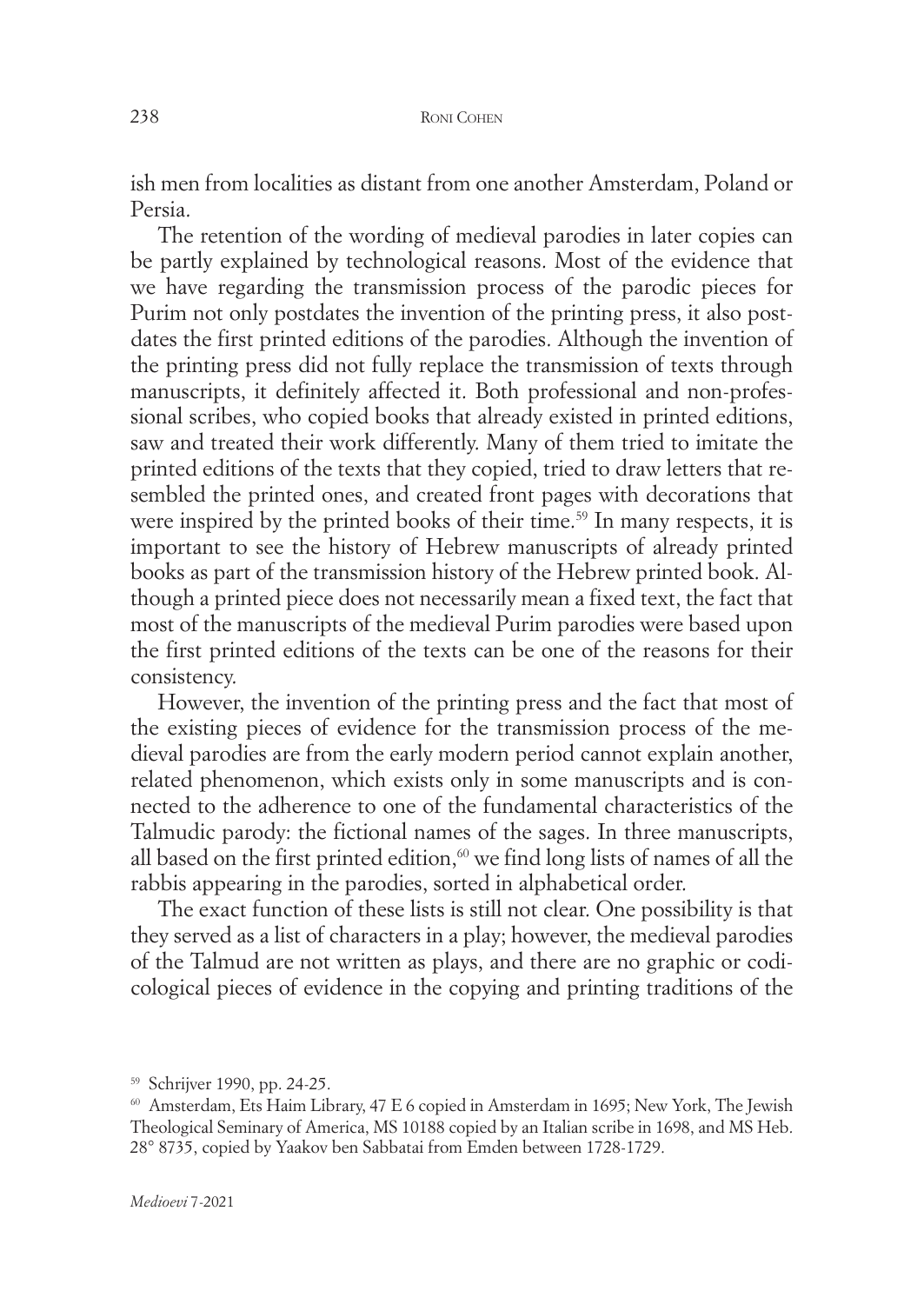ish men from localities as distant from one another Amsterdam, Poland or Persia.

The retention of the wording of medieval parodies in later copies can be partly explained by technological reasons. Most of the evidence that we have regarding the transmission process of the parodic pieces for Purim not only postdates the invention of the printing press, it also postdates the first printed editions of the parodies. Although the invention of the printing press did not fully replace the transmission of texts through manuscripts, it definitely affected it. Both professional and non-professional scribes, who copied books that already existed in printed editions, saw and treated their work differently. Many of them tried to imitate the printed editions of the texts that they copied, tried to draw letters that resembled the printed ones, and created front pages with decorations that were inspired by the printed books of their time.[59] In many respects, it is important to see the history of Hebrew manuscripts of already printed books as part of the transmission history of the Hebrew printed book. Although a printed piece does not necessarily mean a fixed text, the fact that most of the manuscripts of the medieval Purim parodies were based upon the first printed editions of the texts can be one of the reasons for their consistency.

However, the invention of the printing press and the fact that most of the existing pieces of evidence for the transmission process of the medieval parodies are from the early modern period cannot explain another, related phenomenon, which exists only in some manuscripts and is connected to the adherence to one of the fundamental characteristics of the Talmudic parody: the fictional names of the sages. In three manuscripts, all based on the first printed edition,[60] we find long lists of names of all the rabbis appearing in the parodies, sorted in alphabetical order.

The exact function of these lists is still not clear. One possibility is that they served as a list of characters in a play; however, the medieval parodies of the Talmud are not written as plays, and there are no graphic or codicological pieces of evidence in the copying and printing traditions of the

[59] Schrijver 1990, pp. 24-25.

[60] Amsterdam, Ets Haim Library, 47 E 6 copied in Amsterdam in 1695; New York, The Jewish Theological Seminary of America, MS 10188 copied by an Italian scribe in 1698, and MS Heb. 28° 8735, copied by Yaakov ben Sabbatai from Emden between 1728-1729.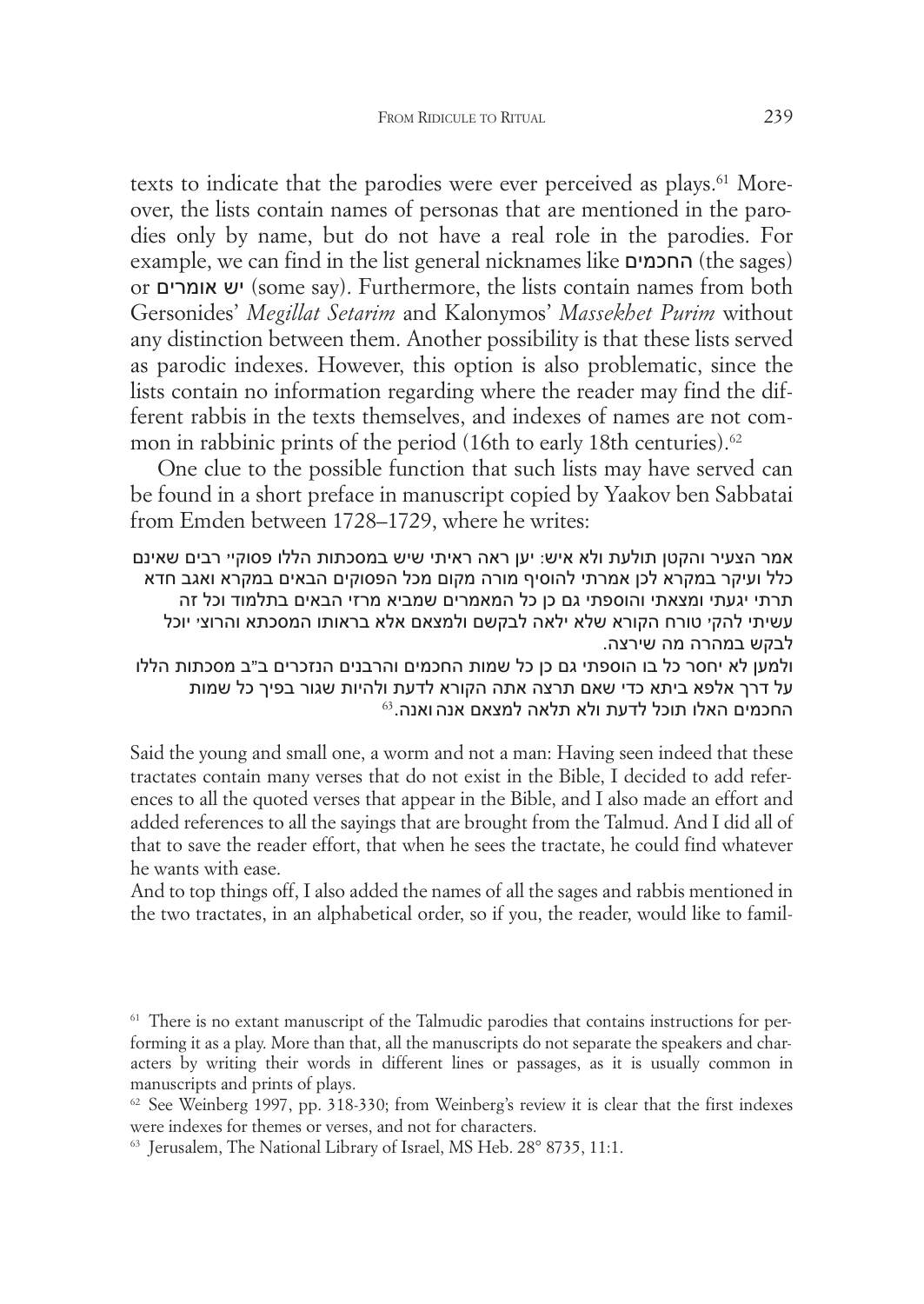texts to indicate that the parodies were ever perceived as plays.[61] Moreover, the lists contain names of personas that are mentioned in the parodies only by name, but do not have a real role in the parodies. For example, we can find in the list general nicknames like החכמים (the sages) or יש אומרים (some say). Furthermore, the lists contain names from both Gersonides' *Megillat Setarim* and Kalonymos' *Massekhet Purim* without any distinction between them. Another possibility is that these lists served as parodic indexes. However, this option is also problematic, since the lists contain no information regarding where the reader may find the different rabbis in the texts themselves, and indexes of names are not common in rabbinic prints of the period (16th to early 18th centuries).[62]

One clue to the possible function that such lists may have served can be found in a short preface in manuscript copied by Yaakov ben Sabbatai from Emden between 1728–1729, where he writes:

אמר הצעיר והקטן תולעת ולא איש: יען ראה ראיתי שיש במסכתות הללו פסוקי' רבים שאינם כלל ועיקר במקרא לכן אמרתי להוסיף מורה מקום מכל הפסוקים הבאים במקרא ואגב חדא תרתי יגעתי ומצאתי והוספתי גם כן כל המאמרים שמביא מרזי הבאים בתלמוד וכל זה עשיתי להקי טורח הקורא שלא ילאה לבקשם ולמצאם אלא בראותו המסכתא והרוצי יוכל לבקש במהרה מה שירצה.
ולמען לא יחסר כל בו הוספתי גם כן כל שמות החכמים והרבנים הנזכרים ב"ב מסכתות הללו על דרך אלפא ביתא כדי שאם תרצה אתה הקורא לדעת ולהיות שגור בפיך כל שמות החכמים האלו תוכל לדעת ולא תלאה למצאם אנה ואנה.[63]

Said the young and small one, a worm and not a man: Having seen indeed that these tractates contain many verses that do not exist in the Bible, I decided to add references to all the quoted verses that appear in the Bible, and I also made an effort and added references to all the sayings that are brought from the Talmud. And I did all of that to save the reader effort, that when he sees the tractate, he could find whatever he wants with ease.
And to top things off, I also added the names of all the sages and rabbis mentioned in the two tractates, in an alphabetical order, so if you, the reader, would like to famil-

[61] There is no extant manuscript of the Talmudic parodies that contains instructions for performing it as a play. More than that, all the manuscripts do not separate the speakers and characters by writing their words in different lines or passages, as it is usually common in manuscripts and prints of plays.

[62] See Weinberg 1997, pp. 318-330; from Weinberg's review it is clear that the first indexes were indexes for themes or verses, and not for characters.

[63] Jerusalem, The National Library of Israel, MS Heb. 28° 8735, 11:1.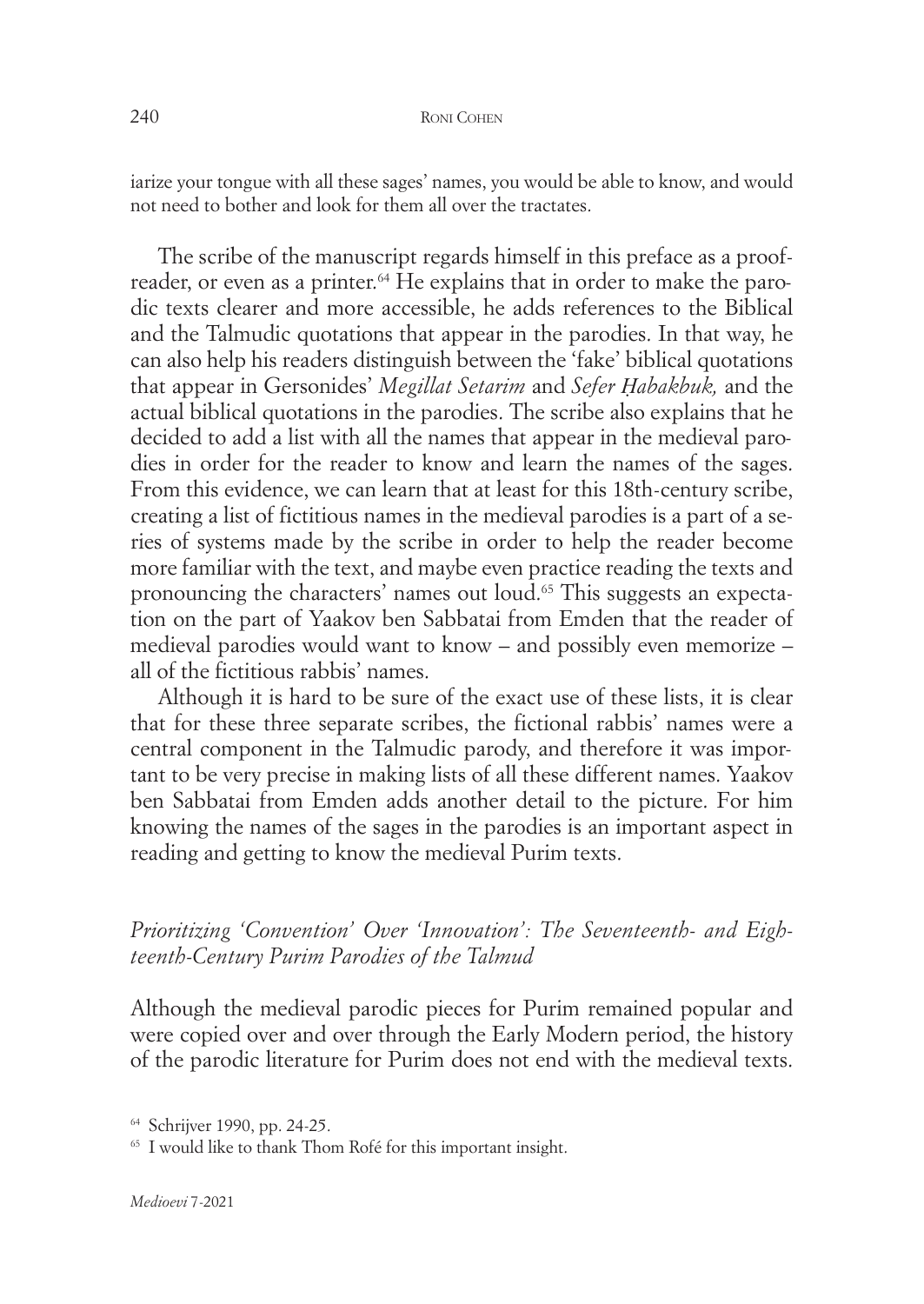iarize your tongue with all these sages' names, you would be able to know, and would not need to bother and look for them all over the tractates.

The scribe of the manuscript regards himself in this preface as a proofreader, or even as a printer.[64] He explains that in order to make the parodic texts clearer and more accessible, he adds references to the Biblical and the Talmudic quotations that appear in the parodies. In that way, he can also help his readers distinguish between the 'fake' biblical quotations that appear in Gersonides' *Megillat Setarim* and *Sefer Ḥabakbuk,* and the actual biblical quotations in the parodies. The scribe also explains that he decided to add a list with all the names that appear in the medieval parodies in order for the reader to know and learn the names of the sages. From this evidence, we can learn that at least for this 18th-century scribe, creating a list of fictitious names in the medieval parodies is a part of a series of systems made by the scribe in order to help the reader become more familiar with the text, and maybe even practice reading the texts and pronouncing the characters' names out loud.[65] This suggests an expectation on the part of Yaakov ben Sabbatai from Emden that the reader of medieval parodies would want to know – and possibly even memorize – all of the fictitious rabbis' names.

Although it is hard to be sure of the exact use of these lists, it is clear that for these three separate scribes, the fictional rabbis' names were a central component in the Talmudic parody, and therefore it was important to be very precise in making lists of all these different names. Yaakov ben Sabbatai from Emden adds another detail to the picture. For him knowing the names of the sages in the parodies is an important aspect in reading and getting to know the medieval Purim texts.

### *Prioritizing 'Convention' Over 'Innovation': The Seventeenth- and Eighteenth-Century Purim Parodies of the Talmud*

Although the medieval parodic pieces for Purim remained popular and were copied over and over through the Early Modern period, the history of the parodic literature for Purim does not end with the medieval texts.

[64] Schrijver 1990, pp. 24-25.

[65] I would like to thank Thom Rofé for this important insight.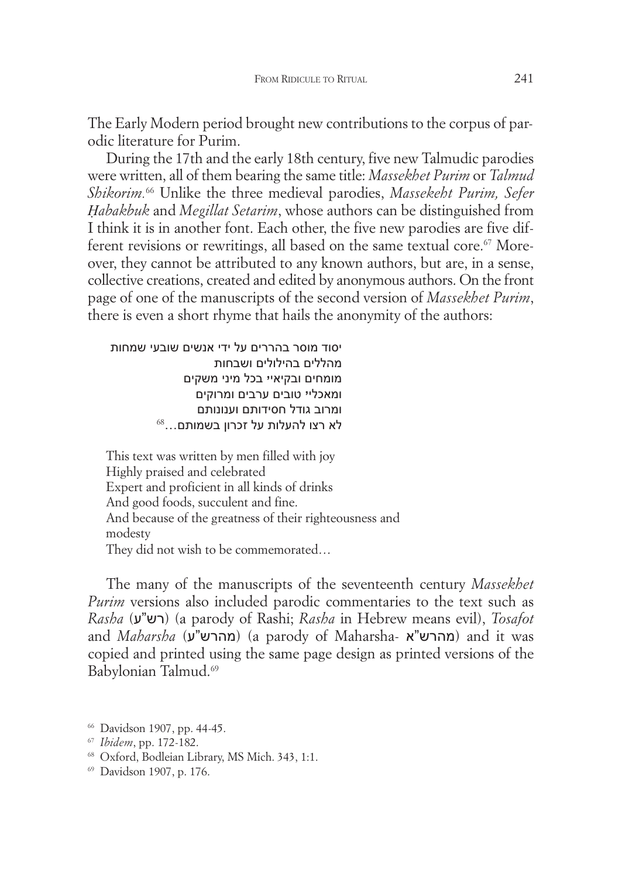The Early Modern period brought new contributions to the corpus of parodic literature for Purim.

During the 17th and the early 18th century, five new Talmudic parodies were written, all of them bearing the same title: *Massekhet Purim* or *Talmud Shikorim*.[66] Unlike the three medieval parodies, *Massekeht Purim, Sefer Ḥabakbuk* and *Megillat Setarim*, whose authors can be distinguished from I think it is in another font. Each other, the five new parodies are five different revisions or rewritings, all based on the same textual core.[67] Moreover, they cannot be attributed to any known authors, but are, in a sense, collective creations, created and edited by anonymous authors. On the front page of one of the manuscripts of the second version of *Massekhet Purim*, there is even a short rhyme that hails the anonymity of the authors:

> יסוד מוסר בהררים על ידי אנשים שובעי שמחות
> מהללים בהילולים ושבחות
> מומחים ובקיאיי בכל מיני משקים
> ומאכליי טובים ערבים ומרוקים
> ומרוב גודל חסידותם וענונותם
> לא רצו להעלות על זכרון בשמותם...[68]

> This text was written by men filled with joy
> Highly praised and celebrated
> Expert and proficient in all kinds of drinks
> And good foods, succulent and fine.
> And because of the greatness of their righteousness and modesty
> They did not wish to be commemorated…

The many of the manuscripts of the seventeenth century *Massekhet Purim* versions also included parodic commentaries to the text such as *Rasha* (רש"ע) (a parody of Rashi; *Rasha* in Hebrew means evil), *Tosafot* and *Maharsha* (מהרש"ע) (a parody of Maharsha- מהרש"א) and it was copied and printed using the same page design as printed versions of the Babylonian Talmud.[69]

---

[66] Davidson 1907, pp. 44-45.

[67] *Ibidem*, pp. 172-182.

[68] Oxford, Bodleian Library, MS Mich. 343, 1:1.

[69] Davidson 1907, p. 176.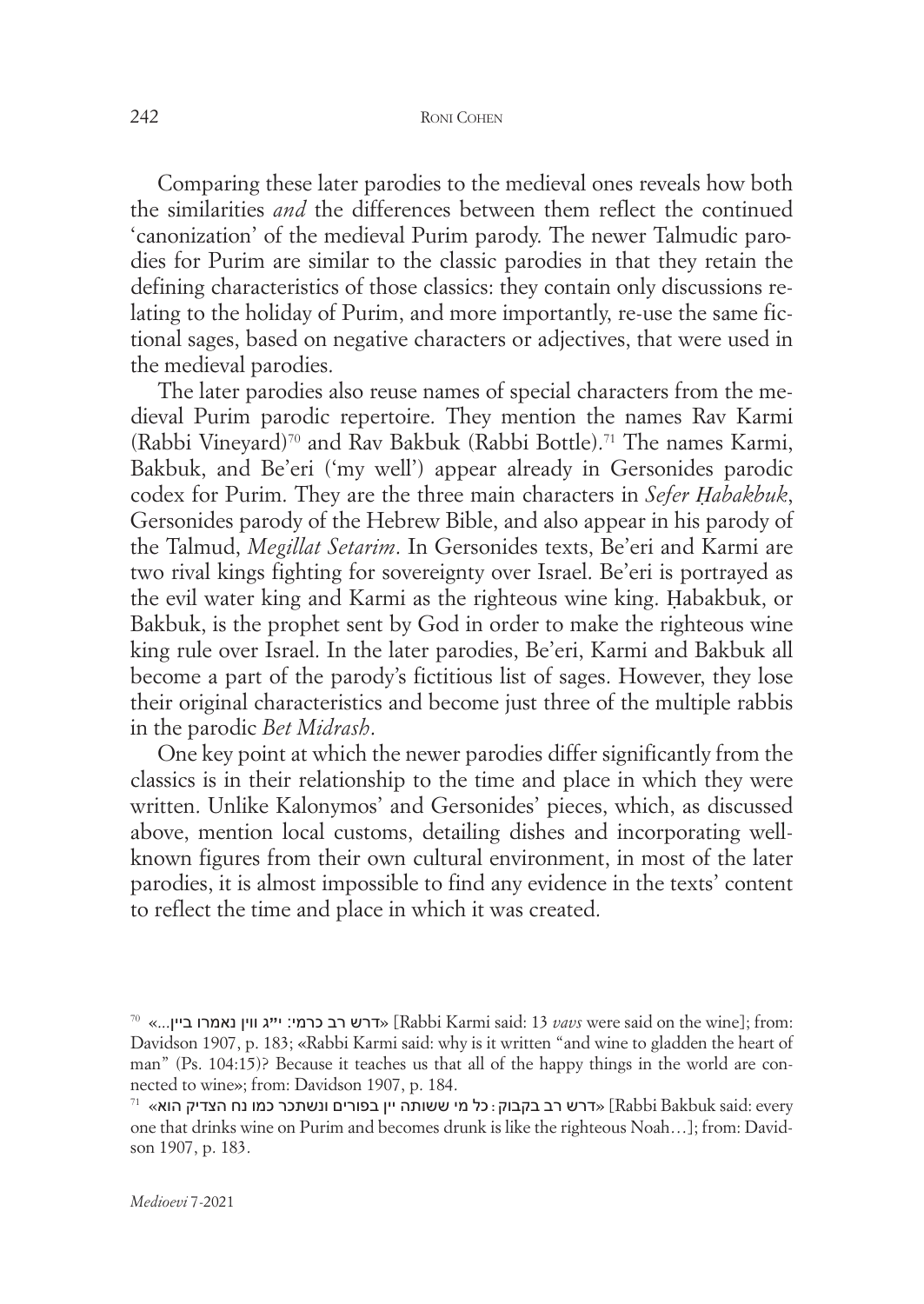Comparing these later parodies to the medieval ones reveals how both the similarities *and* the differences between them reflect the continued 'canonization' of the medieval Purim parody. The newer Talmudic parodies for Purim are similar to the classic parodies in that they retain the defining characteristics of those classics: they contain only discussions relating to the holiday of Purim, and more importantly, re-use the same fictional sages, based on negative characters or adjectives, that were used in the medieval parodies.

The later parodies also reuse names of special characters from the medieval Purim parodic repertoire. They mention the names Rav Karmi (Rabbi Vineyard)[70] and Rav Bakbuk (Rabbi Bottle).[71] The names Karmi, Bakbuk, and Be'eri ('my well') appear already in Gersonides parodic codex for Purim. They are the three main characters in *Sefer Ḥabakbuk*, Gersonides parody of the Hebrew Bible, and also appear in his parody of the Talmud, *Megillat Setarim*. In Gersonides texts, Be'eri and Karmi are two rival kings fighting for sovereignty over Israel. Be'eri is portrayed as the evil water king and Karmi as the righteous wine king. Ḥabakbuk, or Bakbuk, is the prophet sent by God in order to make the righteous wine king rule over Israel. In the later parodies, Be'eri, Karmi and Bakbuk all become a part of the parody's fictitious list of sages. However, they lose their original characteristics and become just three of the multiple rabbis in the parodic *Bet Midrash*.

One key point at which the newer parodies differ significantly from the classics is in their relationship to the time and place in which they were written. Unlike Kalonymos' and Gersonides' pieces, which, as discussed above, mention local customs, detailing dishes and incorporating well-known figures from their own cultural environment, in most of the later parodies, it is almost impossible to find any evidence in the texts' content to reflect the time and place in which it was created.

---

[70] «דרש רב כרמי: י״ג ווין נאמרו ביין...» [Rabbi Karmi said: 13 *vavs* were said on the wine]; from: Davidson 1907, p. 183; «Rabbi Karmi said: why is it written "and wine to gladden the heart of man" (Ps. 104:15)? Because it teaches us that all of the happy things in the world are connected to wine»; from: Davidson 1907, p. 184.

[71] «דרש רב בקבוק: כל מי ששותה יין בפורים ונשתכר כמו נח הצדיק הוא» [Rabbi Bakbuk said: every one that drinks wine on Purim and becomes drunk is like the righteous Noah…]; from: Davidson 1907, p. 183.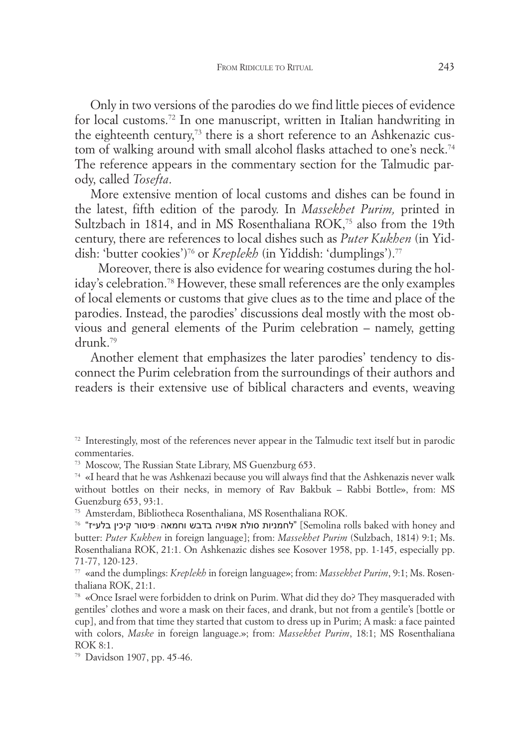Only in two versions of the parodies do we find little pieces of evidence for local customs.[72] In one manuscript, written in Italian handwriting in the eighteenth century,[73] there is a short reference to an Ashkenazic custom of walking around with small alcohol flasks attached to one's neck.[74] The reference appears in the commentary section for the Talmudic parody, called *Tosefta*.

More extensive mention of local customs and dishes can be found in the latest, fifth edition of the parody. In *Massekhet Purim,* printed in Sultzbach in 1814, and in MS Rosenthaliana ROK,[75] also from the 19th century, there are references to local dishes such as *Puter Kukhen* (in Yiddish: 'butter cookies')[76] or *Kreplekh* (in Yiddish: 'dumplings').[77]

Moreover, there is also evidence for wearing costumes during the holiday's celebration.[78] However, these small references are the only examples of local elements or customs that give clues as to the time and place of the parodies. Instead, the parodies' discussions deal mostly with the most obvious and general elements of the Purim celebration – namely, getting drunk.[79]

Another element that emphasizes the later parodies' tendency to disconnect the Purim celebration from the surroundings of their authors and readers is their extensive use of biblical characters and events, weaving

---

[72] Interestingly, most of the references never appear in the Talmudic text itself but in parodic commentaries.

[73] Moscow, The Russian State Library, MS Guenzburg 653.

[74] «I heard that he was Ashkenazi because you will always find that the Ashkenazis never walk without bottles on their necks, in memory of Rav Bakbuk – Rabbi Bottle», from: MS Guenzburg 653, 93:1.

[75] Amsterdam, Bibliotheca Rosenthaliana, MS Rosenthaliana ROK.

[76] "לחמניות סולת אפויה בדבש וחמאה: פיטור קיכן בלע"ז" [Semolina rolls baked with honey and butter: *Puter Kukhen* in foreign language]; from: *Massekhet Purim* (Sulzbach, 1814) 9:1; Ms. Rosenthaliana ROK, 21:1. On Ashkenazic dishes see Kosover 1958, pp. 1-145, especially pp. 71-77, 120-123.

[77] «and the dumplings: *Kreplekh* in foreign language»; from: *Massekhet Purim*, 9:1; Ms. Rosenthaliana ROK, 21:1.

[78] «Once Israel were forbidden to drink on Purim. What did they do? They masqueraded with gentiles' clothes and wore a mask on their faces, and drank, but not from a gentile's [bottle or cup], and from that time they started that custom to dress up in Purim; A mask: a face painted with colors, *Maske* in foreign language.»; from: *Massekhet Purim*, 18:1; MS Rosenthaliana ROK 8:1.

[79] Davidson 1907, pp. 45-46.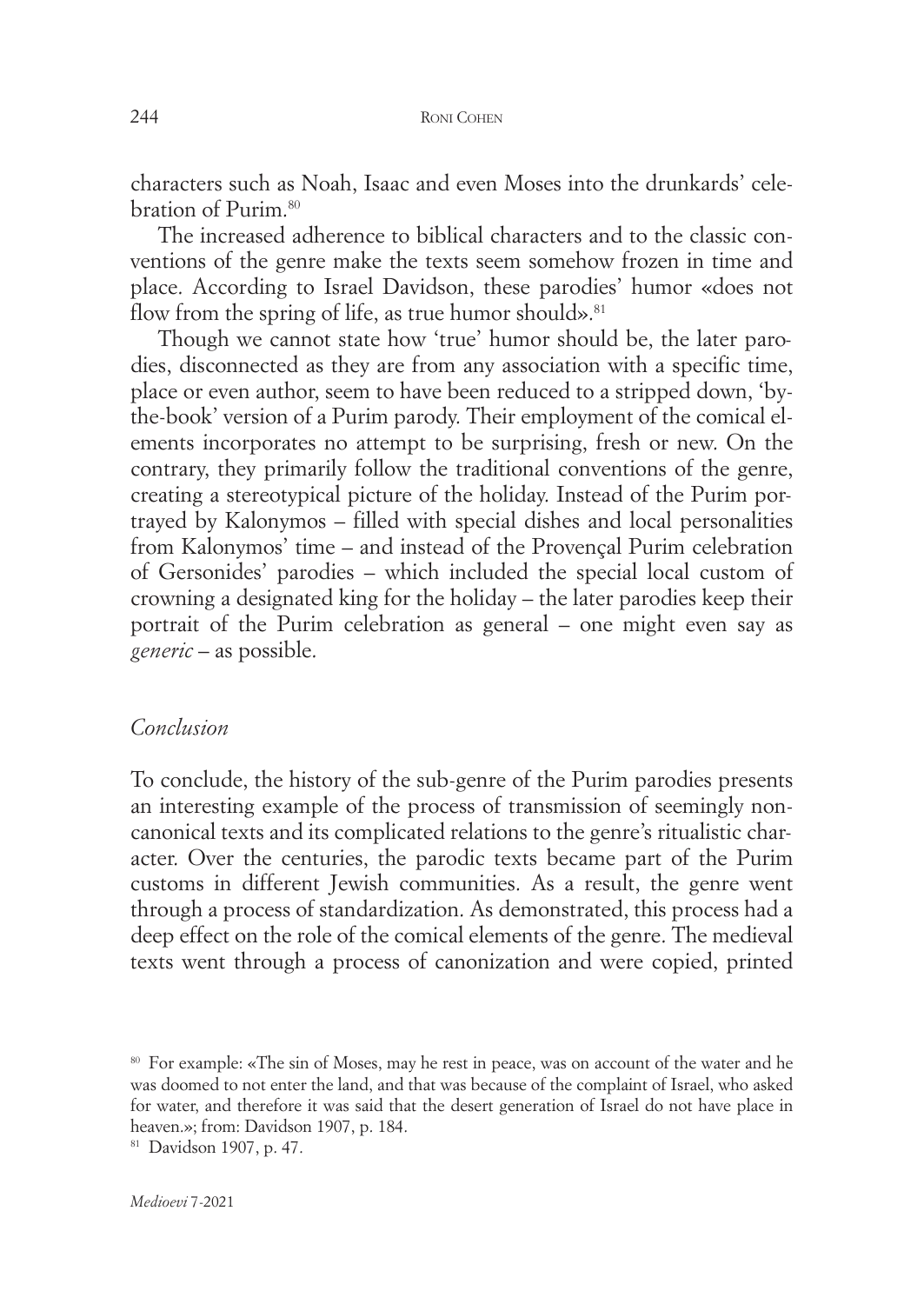characters such as Noah, Isaac and even Moses into the drunkards' celebration of Purim.[80]

The increased adherence to biblical characters and to the classic conventions of the genre make the texts seem somehow frozen in time and place. According to Israel Davidson, these parodies' humor «does not flow from the spring of life, as true humor should».[81]

Though we cannot state how 'true' humor should be, the later parodies, disconnected as they are from any association with a specific time, place or even author, seem to have been reduced to a stripped down, 'by-the-book' version of a Purim parody. Their employment of the comical elements incorporates no attempt to be surprising, fresh or new. On the contrary, they primarily follow the traditional conventions of the genre, creating a stereotypical picture of the holiday. Instead of the Purim portrayed by Kalonymos – filled with special dishes and local personalities from Kalonymos' time – and instead of the Provençal Purim celebration of Gersonides' parodies – which included the special local custom of crowning a designated king for the holiday – the later parodies keep their portrait of the Purim celebration as general – one might even say as *generic* – as possible.

## *Conclusion*

To conclude, the history of the sub-genre of the Purim parodies presents an interesting example of the process of transmission of seemingly non-canonical texts and its complicated relations to the genre's ritualistic character. Over the centuries, the parodic texts became part of the Purim customs in different Jewish communities. As a result, the genre went through a process of standardization. As demonstrated, this process had a deep effect on the role of the comical elements of the genre. The medieval texts went through a process of canonization and were copied, printed

---

[80] For example: «The sin of Moses, may he rest in peace, was on account of the water and he was doomed to not enter the land, and that was because of the complaint of Israel, who asked for water, and therefore it was said that the desert generation of Israel do not have place in heaven.»; from: Davidson 1907, p. 184.

[81] Davidson 1907, p. 47.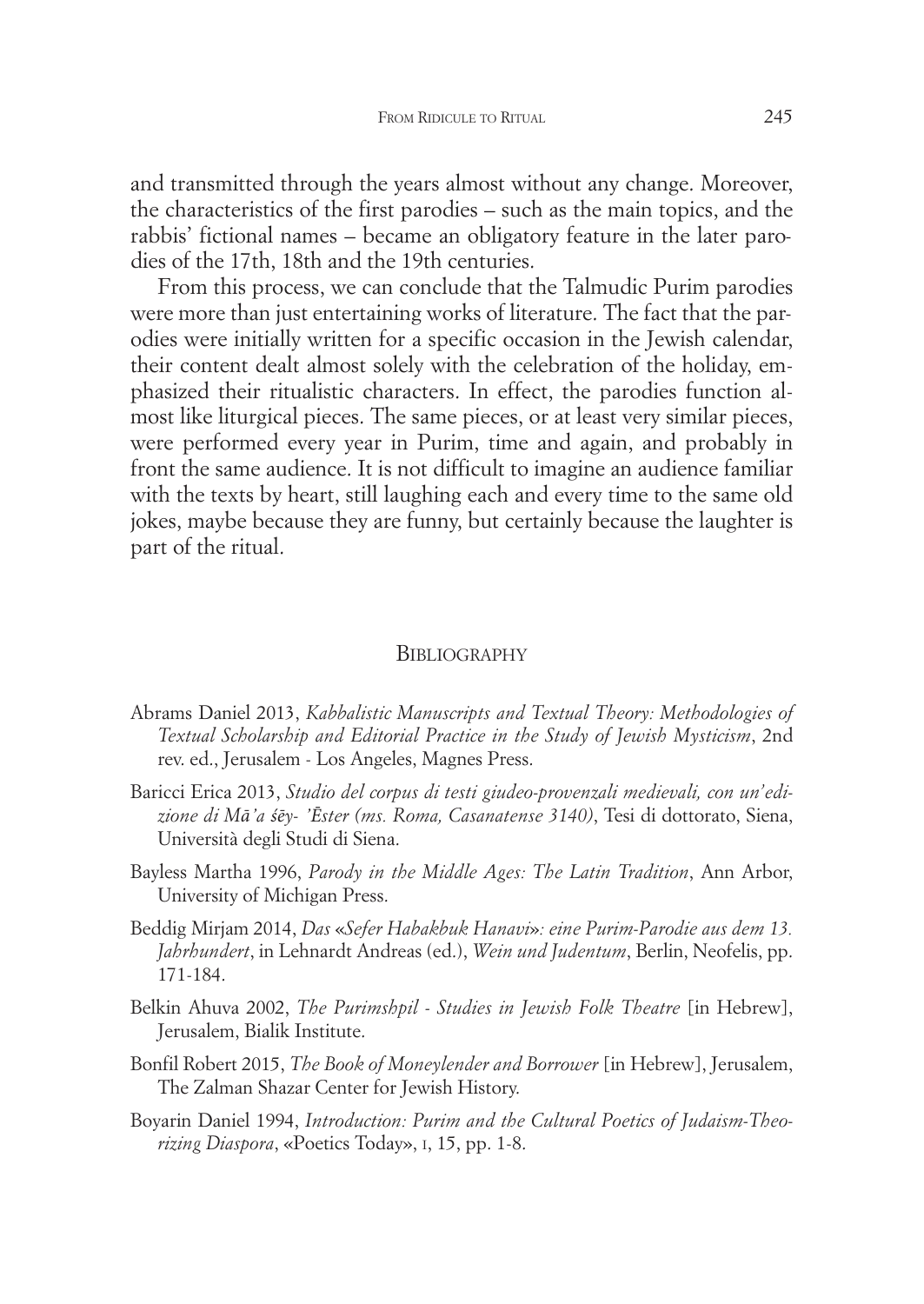and transmitted through the years almost without any change. Moreover, the characteristics of the first parodies – such as the main topics, and the rabbis' fictional names – became an obligatory feature in the later parodies of the 17th, 18th and the 19th centuries.

From this process, we can conclude that the Talmudic Purim parodies were more than just entertaining works of literature. The fact that the parodies were initially written for a specific occasion in the Jewish calendar, their content dealt almost solely with the celebration of the holiday, emphasized their ritualistic characters. In effect, the parodies function almost like liturgical pieces. The same pieces, or at least very similar pieces, were performed every year in Purim, time and again, and probably in front the same audience. It is not difficult to imagine an audience familiar with the texts by heart, still laughing each and every time to the same old jokes, maybe because they are funny, but certainly because the laughter is part of the ritual.

## Bibliography

Abrams Daniel 2013, *Kabbalistic Manuscripts and Textual Theory: Methodologies of Textual Scholarship and Editorial Practice in the Study of Jewish Mysticism*, 2nd rev. ed., Jerusalem - Los Angeles, Magnes Press.

Baricci Erica 2013, *Studio del corpus di testi giudeo-provenzali medievali, con un'edizione di Mā'a śēy- 'Ēster (ms. Roma, Casanatense 3140)*, Tesi di dottorato, Siena, Università degli Studi di Siena.

Bayless Martha 1996, *Parody in the Middle Ages: The Latin Tradition*, Ann Arbor, University of Michigan Press.

Beddig Mirjam 2014, *Das «Sefer Habakbuk Hanavi»: eine Purim-Parodie aus dem 13. Jahrhundert*, in Lehnardt Andreas (ed.), *Wein und Judentum*, Berlin, Neofelis, pp. 171-184.

Belkin Ahuva 2002, *The Purimshpil - Studies in Jewish Folk Theatre* [in Hebrew], Jerusalem, Bialik Institute.

Bonfil Robert 2015, *The Book of Moneylender and Borrower* [in Hebrew], Jerusalem, The Zalman Shazar Center for Jewish History.

Boyarin Daniel 1994, *Introduction: Purim and the Cultural Poetics of Judaism-Theorizing Diaspora*, «Poetics Today», I, 15, pp. 1-8.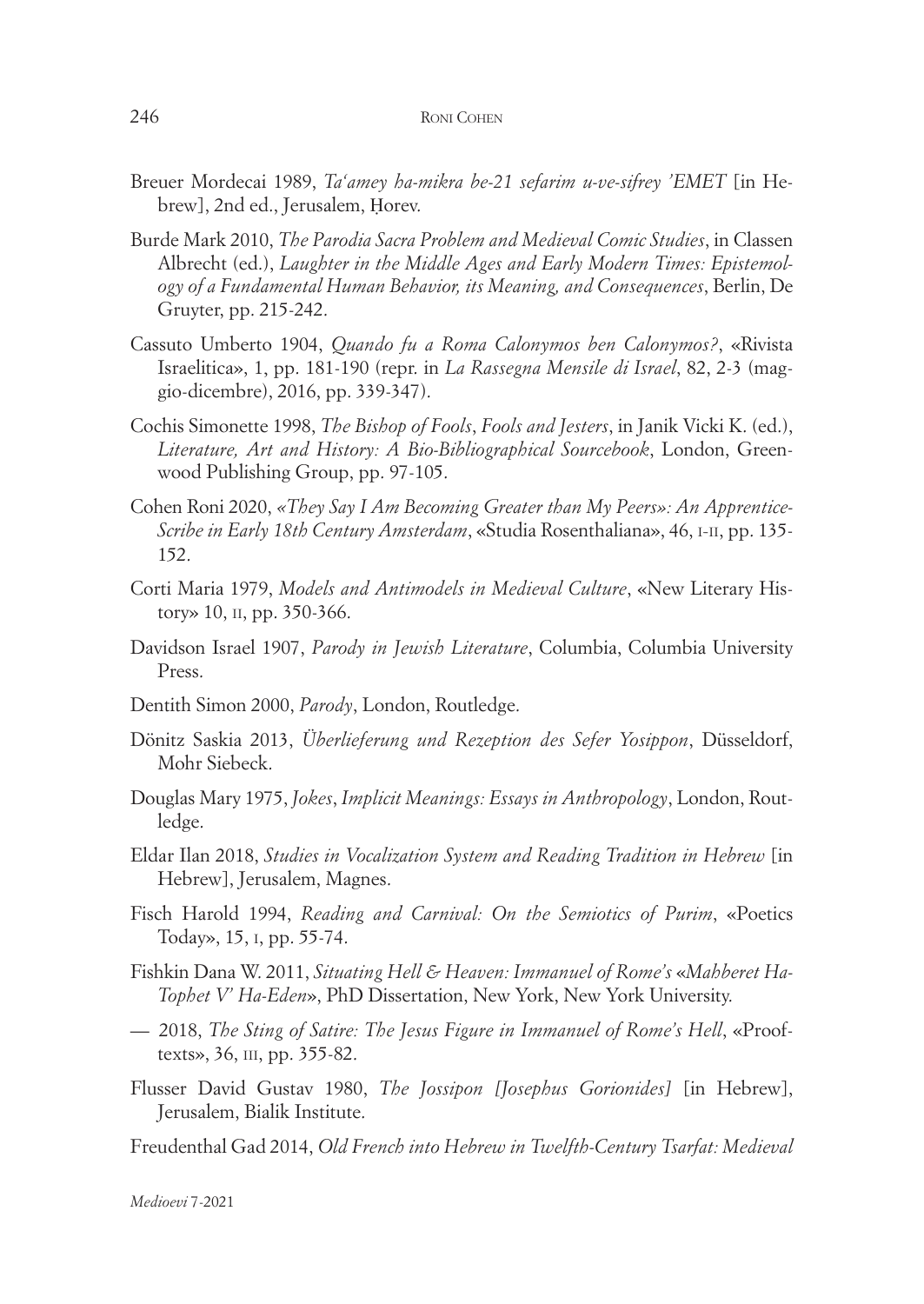Breuer Mordecai 1989, *Taʿamey ha-mikra be-21 sefarim u-ve-sifrey 'EMET* [in Hebrew], 2nd ed., Jerusalem, Ḥorev.

Burde Mark 2010, *The Parodia Sacra Problem and Medieval Comic Studies*, in Classen Albrecht (ed.), *Laughter in the Middle Ages and Early Modern Times: Epistemology of a Fundamental Human Behavior, its Meaning, and Consequences*, Berlin, De Gruyter, pp. 215-242.

Cassuto Umberto 1904, *Quando fu a Roma Calonymos ben Calonymos?*, «Rivista Israelitica», 1, pp. 181-190 (repr. in *La Rassegna Mensile di Israel*, 82, 2-3 (maggio-dicembre), 2016, pp. 339-347).

Cochis Simonette 1998, *The Bishop of Fools*, *Fools and Jesters*, in Janik Vicki K. (ed.), *Literature, Art and History: A Bio-Bibliographical Sourcebook*, London, Greenwood Publishing Group, pp. 97-105.

Cohen Roni 2020, *«They Say I Am Becoming Greater than My Peers»: An Apprentice-Scribe in Early 18th Century Amsterdam*, «Studia Rosenthaliana», 46, I-II, pp. 135-152.

Corti Maria 1979, *Models and Antimodels in Medieval Culture*, «New Literary History» 10, II, pp. 350-366.

Davidson Israel 1907, *Parody in Jewish Literature*, Columbia, Columbia University Press.

Dentith Simon 2000, *Parody*, London, Routledge.

Dönitz Saskia 2013, *Überlieferung und Rezeption des Sefer Yosippon*, Düsseldorf, Mohr Siebeck.

Douglas Mary 1975, *Jokes*, *Implicit Meanings: Essays in Anthropology*, London, Routledge.

Eldar Ilan 2018, *Studies in Vocalization System and Reading Tradition in Hebrew* [in Hebrew], Jerusalem, Magnes.

Fisch Harold 1994, *Reading and Carnival: On the Semiotics of Purim*, «Poetics Today», 15, I, pp. 55-74.

Fishkin Dana W. 2011, *Situating Hell & Heaven: Immanuel of Rome's «Mahberet Ha-Tophet V' Ha-Eden»*, PhD Dissertation, New York, New York University.

— 2018, *The Sting of Satire: The Jesus Figure in Immanuel of Rome's Hell*, «Prooftexts», 36, III, pp. 355-82.

Flusser David Gustav 1980, *The Jossipon [Josephus Gorionides]* [in Hebrew], Jerusalem, Bialik Institute.

Freudenthal Gad 2014, *Old French into Hebrew in Twelfth-Century Tsarfat: Medieval*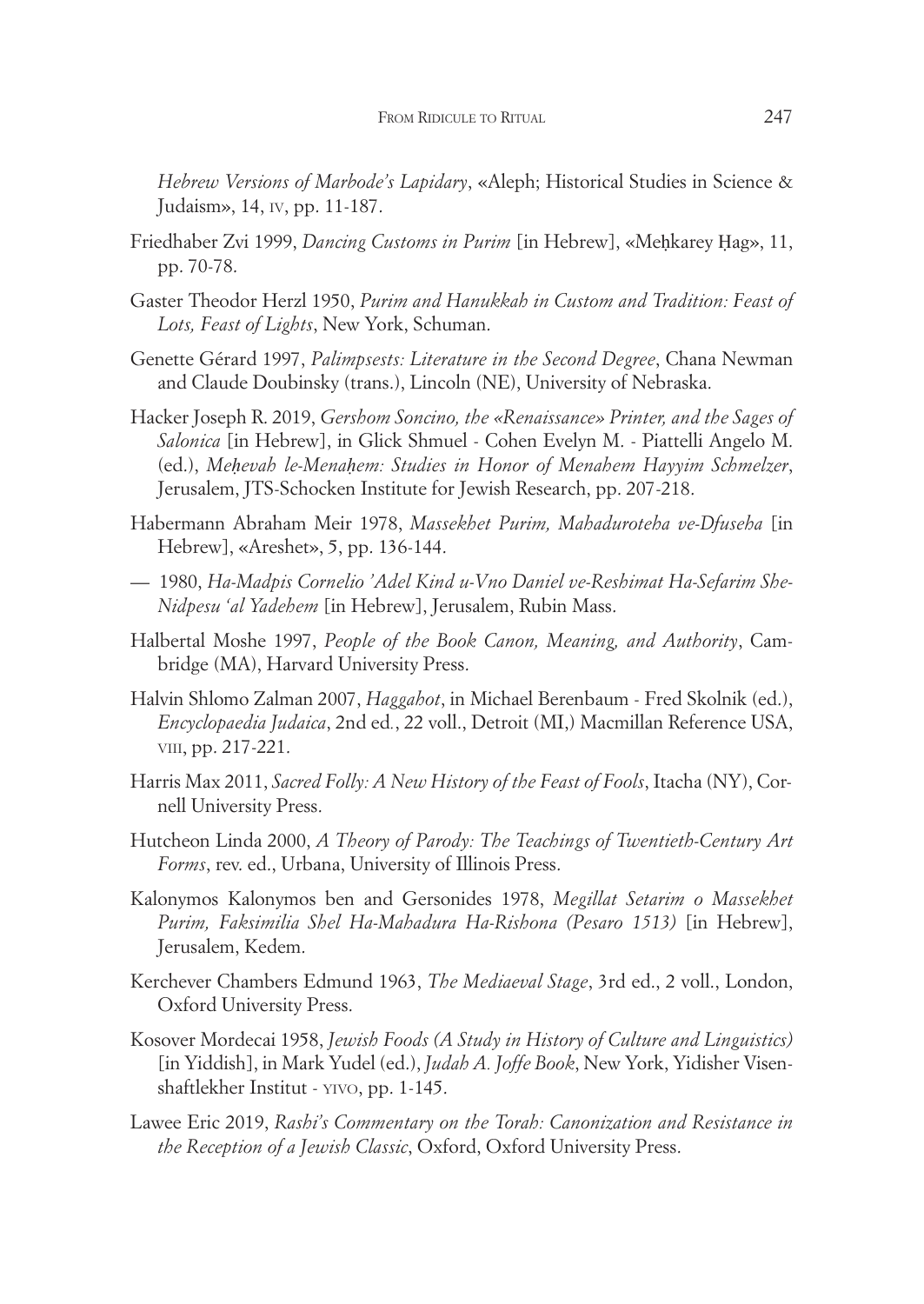*Hebrew Versions of Marbode's Lapidary*, «Aleph; Historical Studies in Science & Judaism», 14, IV, pp. 11-187.

Friedhaber Zvi 1999, *Dancing Customs in Purim* [in Hebrew], «Meḥkarey Ḥag», 11, pp. 70-78.

Gaster Theodor Herzl 1950, *Purim and Hanukkah in Custom and Tradition: Feast of Lots, Feast of Lights*, New York, Schuman.

Genette Gérard 1997, *Palimpsests: Literature in the Second Degree*, Chana Newman and Claude Doubinsky (trans.), Lincoln (NE), University of Nebraska.

Hacker Joseph R. 2019, *Gershom Soncino, the «Renaissance» Printer, and the Sages of Salonica* [in Hebrew], in Glick Shmuel - Cohen Evelyn M. - Piattelli Angelo M. (ed.), *Meḥevah le-Menaḥem: Studies in Honor of Menahem Hayyim Schmelzer*, Jerusalem, JTS-Schocken Institute for Jewish Research, pp. 207-218.

Habermann Abraham Meir 1978, *Massekhet Purim, Mahaduroteha ve-Dfuseha* [in Hebrew], «Areshet», 5, pp. 136-144.

— 1980, *Ha-Madpis Cornelio 'Adel Kind u-Vno Daniel ve-Reshimat Ha-Sefarim She-Nidpesu 'al Yadehem* [in Hebrew], Jerusalem, Rubin Mass.

Halbertal Moshe 1997, *People of the Book Canon, Meaning, and Authority*, Cambridge (MA), Harvard University Press.

Halvin Shlomo Zalman 2007, *Haggahot*, in Michael Berenbaum - Fred Skolnik (ed.), *Encyclopaedia Judaica*, 2nd ed., 22 voll., Detroit (MI,) Macmillan Reference USA, VIII, pp. 217-221.

Harris Max 2011, *Sacred Folly: A New History of the Feast of Fools*, Itacha (NY), Cornell University Press.

Hutcheon Linda 2000, *A Theory of Parody: The Teachings of Twentieth-Century Art Forms*, rev. ed., Urbana, University of Illinois Press.

Kalonymos Kalonymos ben and Gersonides 1978, *Megillat Setarim o Massekhet Purim, Faksimilia Shel Ha-Mahadura Ha-Rishona (Pesaro 1513)* [in Hebrew], Jerusalem, Kedem.

Kerchever Chambers Edmund 1963, *The Mediaeval Stage*, 3rd ed., 2 voll., London, Oxford University Press.

Kosover Mordecai 1958, *Jewish Foods (A Study in History of Culture and Linguistics)* [in Yiddish], in Mark Yudel (ed.), *Judah A. Joffe Book*, New York, Yidisher Visenshaftlekher Institut - YIVO, pp. 1-145.

Lawee Eric 2019, *Rashi's Commentary on the Torah: Canonization and Resistance in the Reception of a Jewish Classic*, Oxford, Oxford University Press.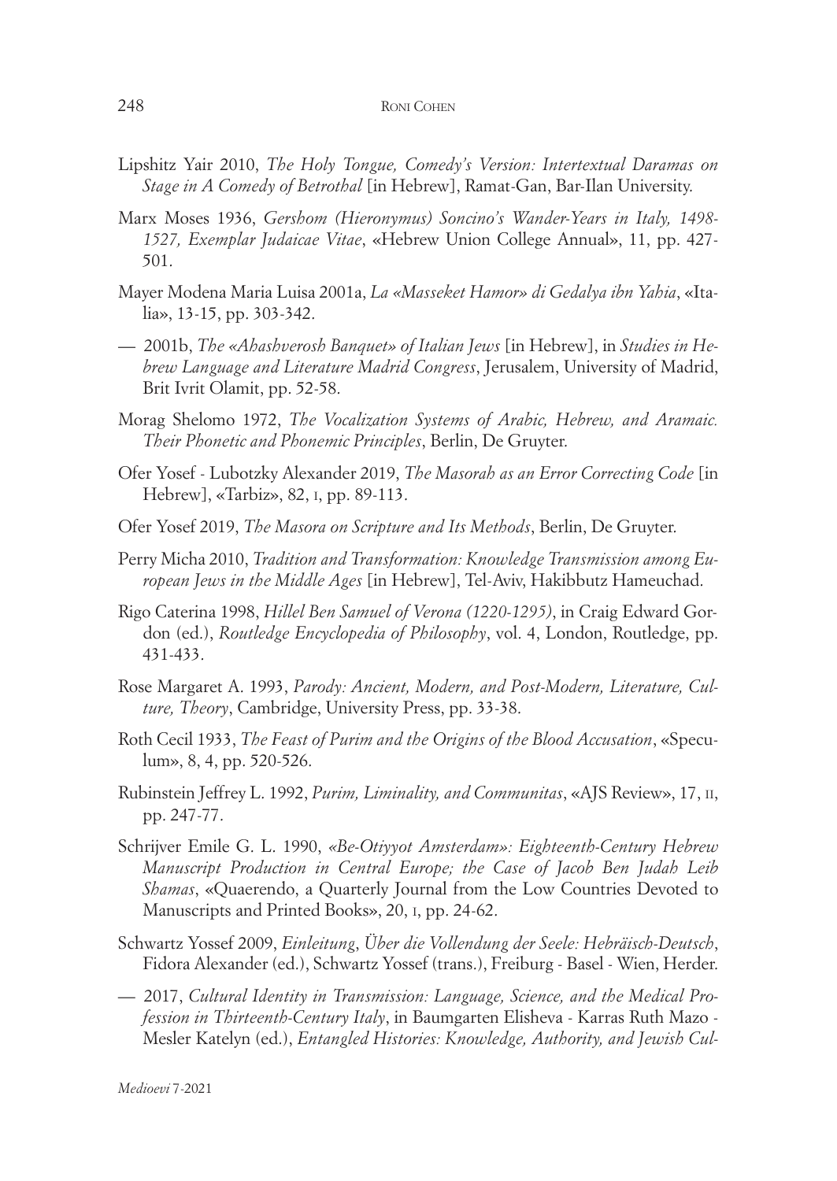Lipshitz Yair 2010, *The Holy Tongue, Comedy's Version: Intertextual Daramas on Stage in A Comedy of Betrothal* [in Hebrew], Ramat-Gan, Bar-Ilan University.

Marx Moses 1936, *Gershom (Hieronymus) Soncino's Wander-Years in Italy, 1498-1527, Exemplar Judaicae Vitae*, «Hebrew Union College Annual», 11, pp. 427-501.

Mayer Modena Maria Luisa 2001a, *La «Masseket Hamor» di Gedalya ibn Yahia*, «Italia», 13-15, pp. 303-342.

— 2001b, *The «Ahashverosh Banquet» of Italian Jews* [in Hebrew], in *Studies in Hebrew Language and Literature Madrid Congress*, Jerusalem, University of Madrid, Brit Ivrit Olamit, pp. 52-58.

Morag Shelomo 1972, *The Vocalization Systems of Arabic, Hebrew, and Aramaic. Their Phonetic and Phonemic Principles*, Berlin, De Gruyter.

Ofer Yosef - Lubotzky Alexander 2019, *The Masorah as an Error Correcting Code* [in Hebrew], «Tarbiz», 82, I, pp. 89-113.

Ofer Yosef 2019, *The Masora on Scripture and Its Methods*, Berlin, De Gruyter.

Perry Micha 2010, *Tradition and Transformation: Knowledge Transmission among European Jews in the Middle Ages* [in Hebrew], Tel-Aviv, Hakibbutz Hameuchad.

Rigo Caterina 1998, *Hillel Ben Samuel of Verona (1220-1295)*, in Craig Edward Gordon (ed.), *Routledge Encyclopedia of Philosophy*, vol. 4, London, Routledge, pp. 431-433.

Rose Margaret A. 1993, *Parody: Ancient, Modern, and Post-Modern, Literature, Culture, Theory*, Cambridge, University Press, pp. 33-38.

Roth Cecil 1933, *The Feast of Purim and the Origins of the Blood Accusation*, «Speculum», 8, 4, pp. 520-526.

Rubinstein Jeffrey L. 1992, *Purim, Liminality, and Communitas*, «AJS Review», 17, II, pp. 247-77.

Schrijver Emile G. L. 1990, *«Be-Otiyyot Amsterdam»: Eighteenth-Century Hebrew Manuscript Production in Central Europe; the Case of Jacob Ben Judah Leib Shamas*, «Quaerendo, a Quarterly Journal from the Low Countries Devoted to Manuscripts and Printed Books», 20, I, pp. 24-62.

Schwartz Yossef 2009, *Einleitung*, *Über die Vollendung der Seele: Hebräisch-Deutsch*, Fidora Alexander (ed.), Schwartz Yossef (trans.), Freiburg - Basel - Wien, Herder.

— 2017, *Cultural Identity in Transmission: Language, Science, and the Medical Profession in Thirteenth-Century Italy*, in Baumgarten Elisheva - Karras Ruth Mazo - Mesler Katelyn (ed.), *Entangled Histories: Knowledge, Authority, and Jewish Cul-*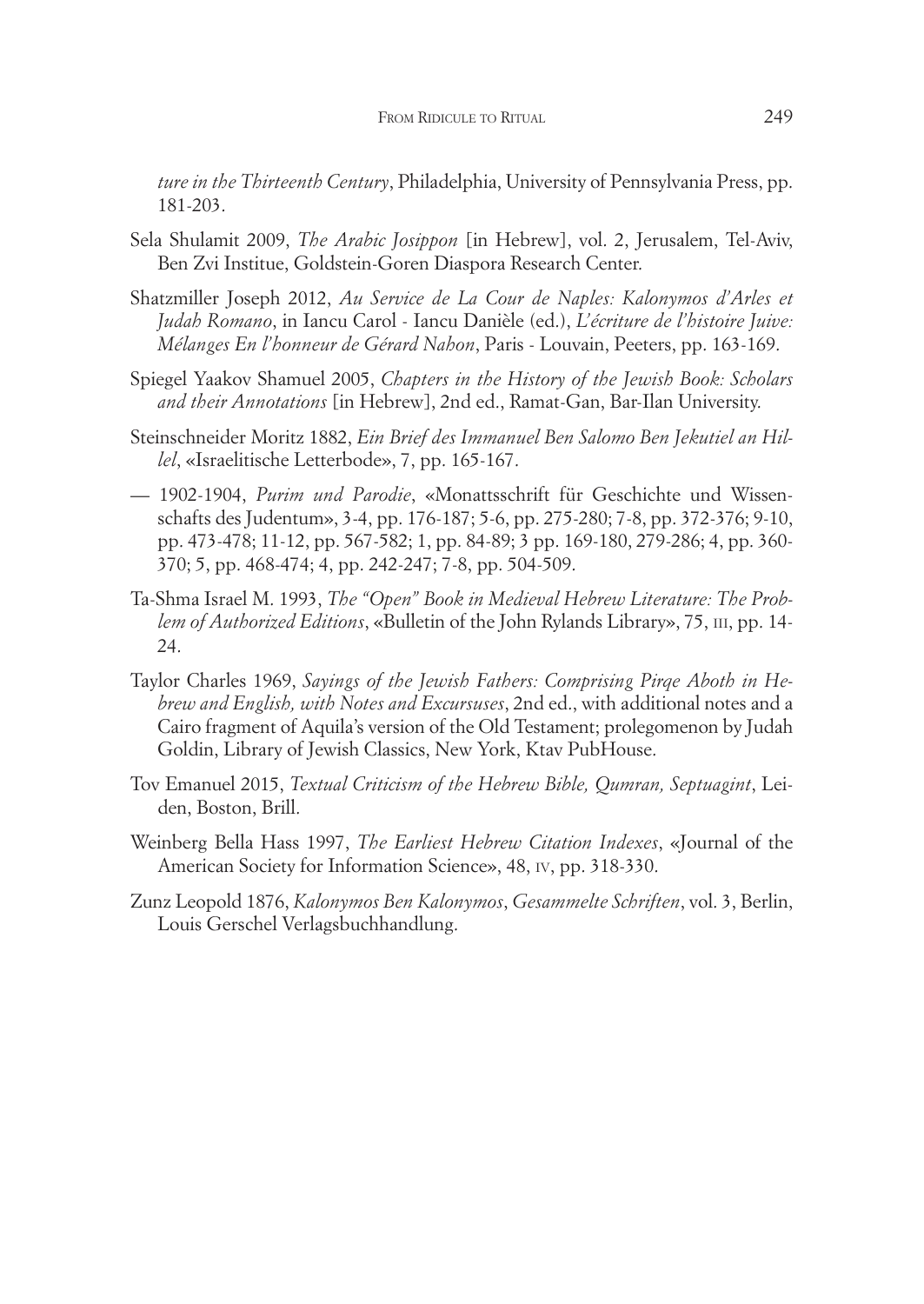*ture in the Thirteenth Century*, Philadelphia, University of Pennsylvania Press, pp. 181-203.

Sela Shulamit 2009, *The Arabic Josippon* [in Hebrew], vol. 2, Jerusalem, Tel-Aviv, Ben Zvi Institue, Goldstein-Goren Diaspora Research Center.

Shatzmiller Joseph 2012, *Au Service de La Cour de Naples: Kalonymos d'Arles et Judah Romano*, in Iancu Carol - Iancu Danièle (ed.), *L'écriture de l'histoire Juive: Mélanges En l'honneur de Gérard Nahon*, Paris - Louvain, Peeters, pp. 163-169.

Spiegel Yaakov Shamuel 2005, *Chapters in the History of the Jewish Book: Scholars and their Annotations* [in Hebrew], 2nd ed., Ramat-Gan, Bar-Ilan University.

Steinschneider Moritz 1882, *Ein Brief des Immanuel Ben Salomo Ben Jekutiel an Hillel*, «Israelitische Letterbode», 7, pp. 165-167.

— 1902-1904, *Purim und Parodie*, «Monattsschrift für Geschichte und Wissenschafts des Judentum», 3-4, pp. 176-187; 5-6, pp. 275-280; 7-8, pp. 372-376; 9-10, pp. 473-478; 11-12, pp. 567-582; 1, pp. 84-89; 3 pp. 169-180, 279-286; 4, pp. 360-370; 5, pp. 468-474; 4, pp. 242-247; 7-8, pp. 504-509.

Ta-Shma Israel M. 1993, *The "Open" Book in Medieval Hebrew Literature: The Problem of Authorized Editions*, «Bulletin of the John Rylands Library», 75, III, pp. 14-24.

Taylor Charles 1969, *Sayings of the Jewish Fathers: Comprising Pirqe Aboth in Hebrew and English, with Notes and Excursuses*, 2nd ed., with additional notes and a Cairo fragment of Aquila's version of the Old Testament; prolegomenon by Judah Goldin, Library of Jewish Classics, New York, Ktav PubHouse.

Tov Emanuel 2015, *Textual Criticism of the Hebrew Bible, Qumran, Septuagint*, Leiden, Boston, Brill.

Weinberg Bella Hass 1997, *The Earliest Hebrew Citation Indexes*, «Journal of the American Society for Information Science», 48, IV, pp. 318-330.

Zunz Leopold 1876, *Kalonymos Ben Kalonymos*, *Gesammelte Schriften*, vol. 3, Berlin, Louis Gerschel Verlagsbuchhandlung.